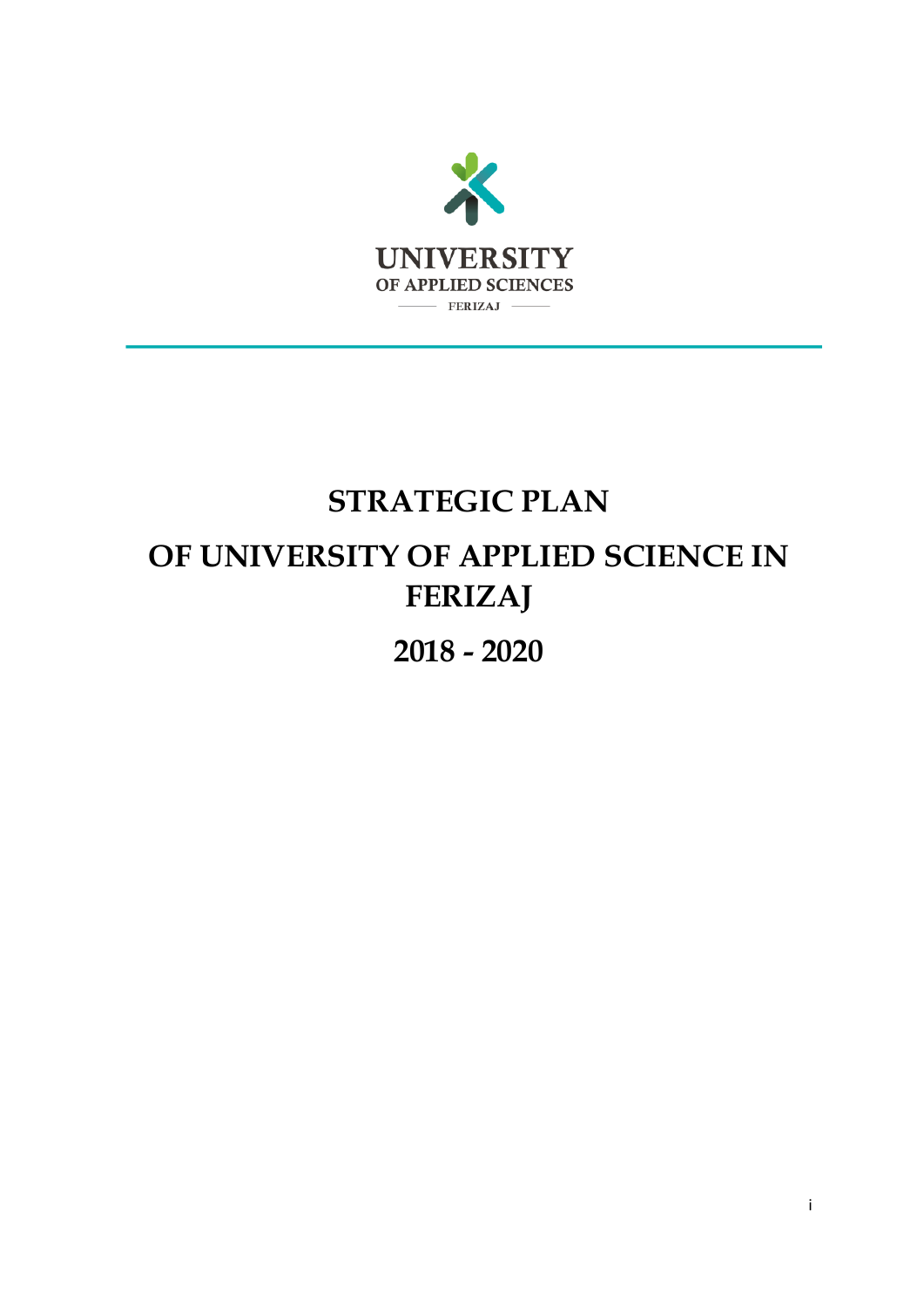UNIVERSITY
OF APPLIED SCIENCES
FERIZAJ

# STRATEGIC PLAN

# OF UNIVERSITY OF APPLIED SCIENCE IN FERIZAJ

# 2018 - 2020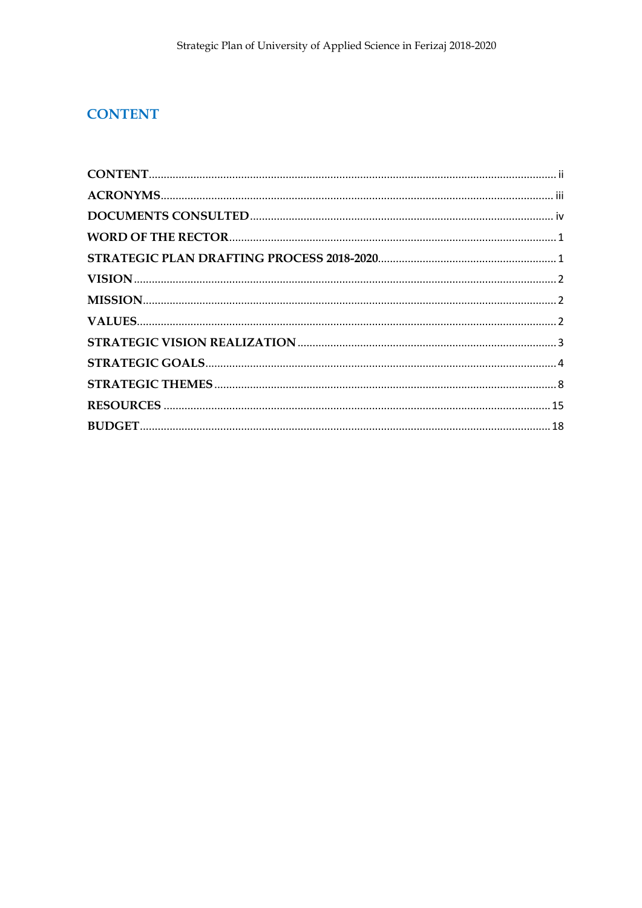# CONTENT

CONTENT ........ ii
ACRONYMS ........ iii
DOCUMENTS CONSULTED ........ iv
WORD OF THE RECTOR ........ 1
STRATEGIC PLAN DRAFTING PROCESS 2018-2020 ........ 1
VISION ........ 2
MISSION ........ 2
VALUES ........ 2
STRATEGIC VISION REALIZATION ........ 3
STRATEGIC GOALS ........ 4
STRATEGIC THEMES ........ 8
RESOURCES ........ 15
BUDGET ........ 18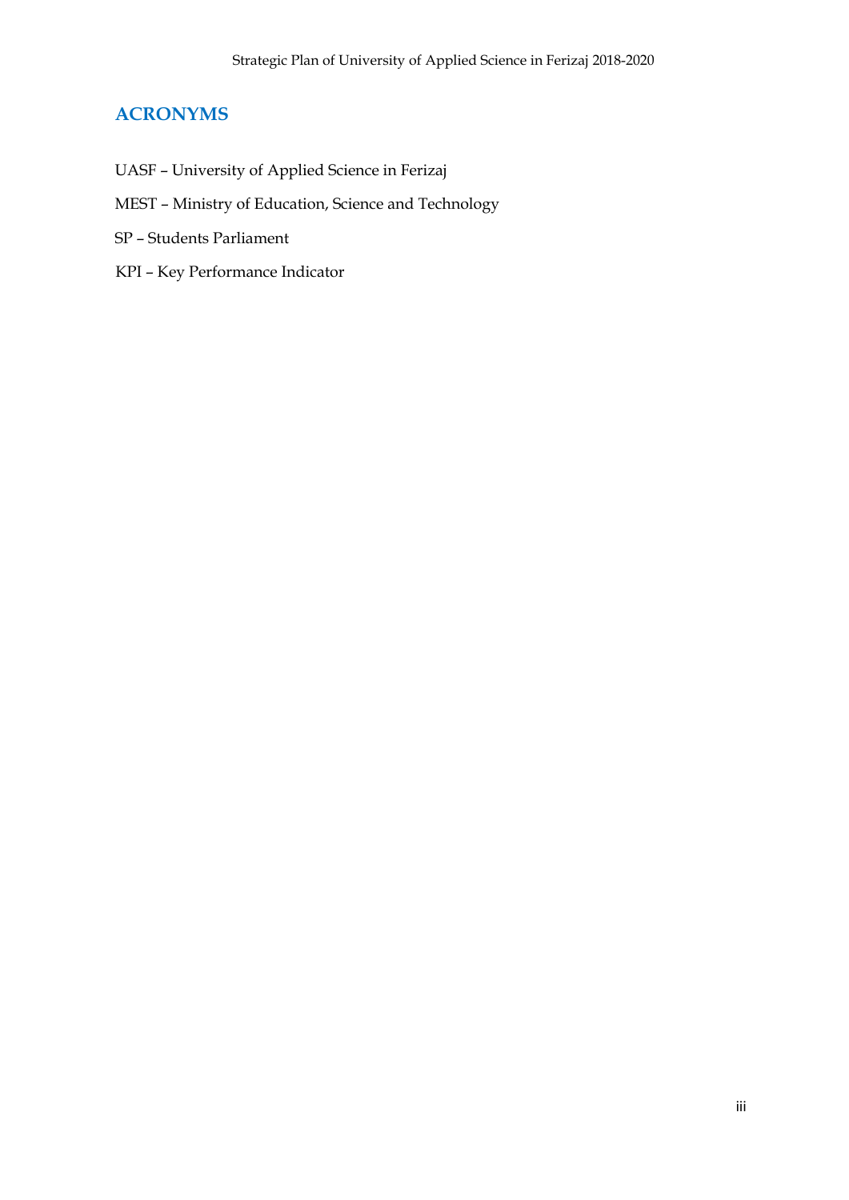## ACRONYMS

UASF – University of Applied Science in Ferizaj

MEST – Ministry of Education, Science and Technology

SP – Students Parliament

KPI – Key Performance Indicator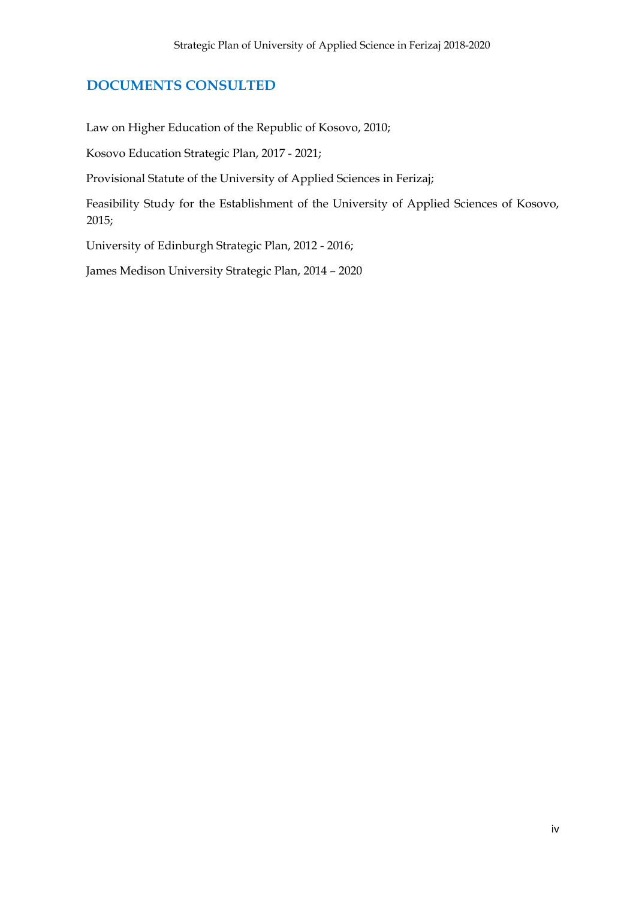## DOCUMENTS CONSULTED

Law on Higher Education of the Republic of Kosovo, 2010;

Kosovo Education Strategic Plan, 2017 - 2021;

Provisional Statute of the University of Applied Sciences in Ferizaj;

Feasibility Study for the Establishment of the University of Applied Sciences of Kosovo, 2015;

University of Edinburgh Strategic Plan, 2012 - 2016;

James Medison University Strategic Plan, 2014 – 2020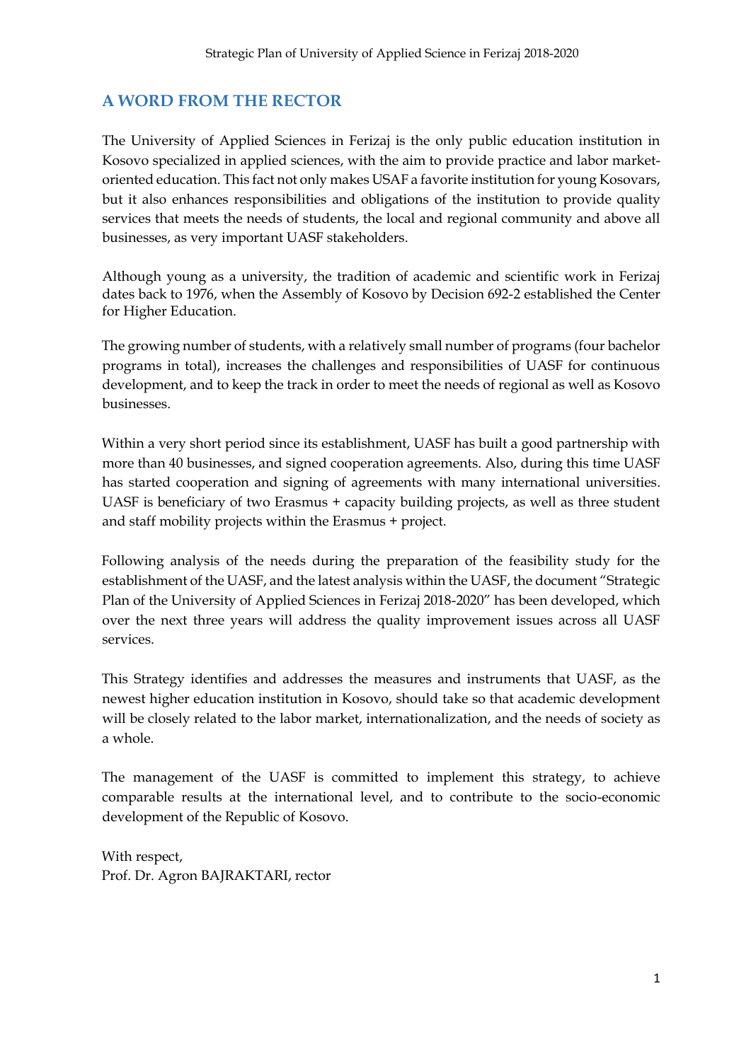## A WORD FROM THE RECTOR

The University of Applied Sciences in Ferizaj is the only public education institution in Kosovo specialized in applied sciences, with the aim to provide practice and labor market-oriented education. This fact not only makes USAF a favorite institution for young Kosovars, but it also enhances responsibilities and obligations of the institution to provide quality services that meets the needs of students, the local and regional community and above all businesses, as very important UASF stakeholders.

Although young as a university, the tradition of academic and scientific work in Ferizaj dates back to 1976, when the Assembly of Kosovo by Decision 692-2 established the Center for Higher Education.

The growing number of students, with a relatively small number of programs (four bachelor programs in total), increases the challenges and responsibilities of UASF for continuous development, and to keep the track in order to meet the needs of regional as well as Kosovo businesses.

Within a very short period since its establishment, UASF has built a good partnership with more than 40 businesses, and signed cooperation agreements. Also, during this time UASF has started cooperation and signing of agreements with many international universities. UASF is beneficiary of two Erasmus + capacity building projects, as well as three student and staff mobility projects within the Erasmus + project.

Following analysis of the needs during the preparation of the feasibility study for the establishment of the UASF, and the latest analysis within the UASF, the document "Strategic Plan of the University of Applied Sciences in Ferizaj 2018-2020" has been developed, which over the next three years will address the quality improvement issues across all UASF services.

This Strategy identifies and addresses the measures and instruments that UASF, as the newest higher education institution in Kosovo, should take so that academic development will be closely related to the labor market, internationalization, and the needs of society as a whole.

The management of the UASF is committed to implement this strategy, to achieve comparable results at the international level, and to contribute to the socio-economic development of the Republic of Kosovo.

With respect,
Prof. Dr. Agron BAJRAKTARI, rector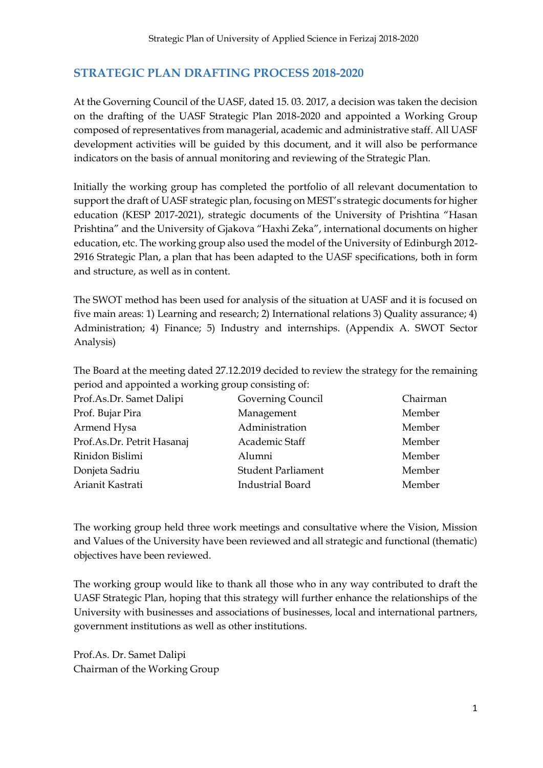## STRATEGIC PLAN DRAFTING PROCESS 2018-2020

At the Governing Council of the UASF, dated 15. 03. 2017, a decision was taken the decision on the drafting of the UASF Strategic Plan 2018-2020 and appointed a Working Group composed of representatives from managerial, academic and administrative staff. All UASF development activities will be guided by this document, and it will also be performance indicators on the basis of annual monitoring and reviewing of the Strategic Plan.

Initially the working group has completed the portfolio of all relevant documentation to support the draft of UASF strategic plan, focusing on MEST's strategic documents for higher education (KESP 2017-2021), strategic documents of the University of Prishtina "Hasan Prishtina" and the University of Gjakova "Haxhi Zeka", international documents on higher education, etc. The working group also used the model of the University of Edinburgh 2012-2916 Strategic Plan, a plan that has been adapted to the UASF specifications, both in form and structure, as well as in content.

The SWOT method has been used for analysis of the situation at UASF and it is focused on five main areas: 1) Learning and research; 2) International relations 3) Quality assurance; 4) Administration; 4) Finance; 5) Industry and internships. (Appendix A. SWOT Sector Analysis)

The Board at the meeting dated 27.12.2019 decided to review the strategy for the remaining period and appointed a working group consisting of:

| | | |
|---|---|---|
| Prof.As.Dr. Samet Dalipi | Governing Council | Chairman |
| Prof. Bujar Pira | Management | Member |
| Armend Hysa | Administration | Member |
| Prof.As.Dr. Petrit Hasanaj | Academic Staff | Member |
| Rinidon Bislimi | Alumni | Member |
| Donjeta Sadriu | Student Parliament | Member |
| Arianit Kastrati | Industrial Board | Member |

The working group held three work meetings and consultative where the Vision, Mission and Values of the University have been reviewed and all strategic and functional (thematic) objectives have been reviewed.

The working group would like to thank all those who in any way contributed to draft the UASF Strategic Plan, hoping that this strategy will further enhance the relationships of the University with businesses and associations of businesses, local and international partners, government institutions as well as other institutions.

Prof.As. Dr. Samet Dalipi
Chairman of the Working Group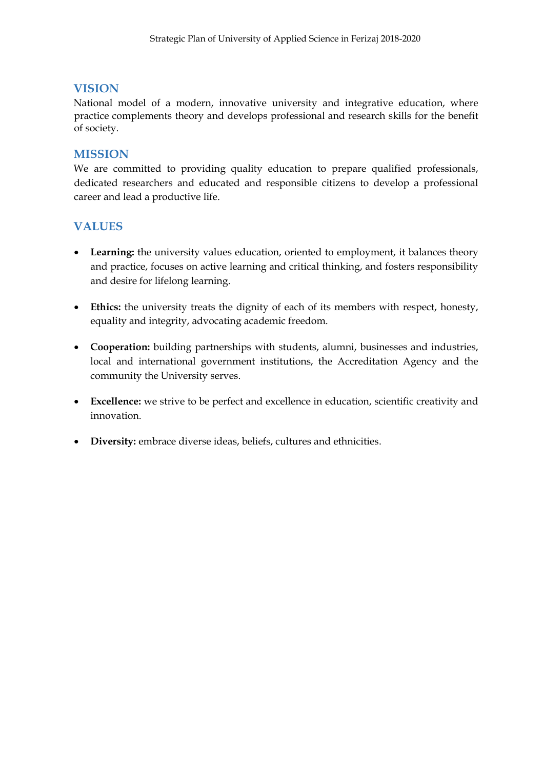## VISION

National model of a modern, innovative university and integrative education, where practice complements theory and develops professional and research skills for the benefit of society.

## MISSION

We are committed to providing quality education to prepare qualified professionals, dedicated researchers and educated and responsible citizens to develop a professional career and lead a productive life.

## VALUES

- **Learning:** the university values education, oriented to employment, it balances theory and practice, focuses on active learning and critical thinking, and fosters responsibility and desire for lifelong learning.

- **Ethics:** the university treats the dignity of each of its members with respect, honesty, equality and integrity, advocating academic freedom.

- **Cooperation:** building partnerships with students, alumni, businesses and industries, local and international government institutions, the Accreditation Agency and the community the University serves.

- **Excellence:** we strive to be perfect and excellence in education, scientific creativity and innovation.

- **Diversity:** embrace diverse ideas, beliefs, cultures and ethnicities.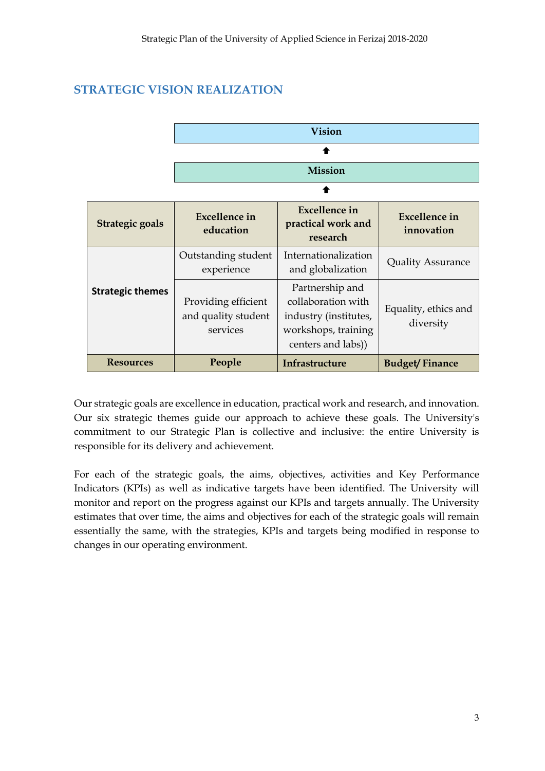## STRATEGIC VISION REALIZATION

**Vision**

⬆

**Mission**

⬆

| **Strategic goals** | **Excellence in education** | **Excellence in practical work and research** | **Excellence in innovation** |
|---|---|---|---|
| **Strategic themes** | Outstanding student experience | Internationalization and globalization | Quality Assurance |
| | Providing efficient and quality student services | Partnership and collaboration with industry (institutes, workshops, training centers and labs)) | Equality, ethics and diversity |
| **Resources** | **People** | **Infrastructure** | **Budget/ Finance** |

Our strategic goals are excellence in education, practical work and research, and innovation. Our six strategic themes guide our approach to achieve these goals. The University's commitment to our Strategic Plan is collective and inclusive: the entire University is responsible for its delivery and achievement.

For each of the strategic goals, the aims, objectives, activities and Key Performance Indicators (KPIs) as well as indicative targets have been identified. The University will monitor and report on the progress against our KPIs and targets annually. The University estimates that over time, the aims and objectives for each of the strategic goals will remain essentially the same, with the strategies, KPIs and targets being modified in response to changes in our operating environment.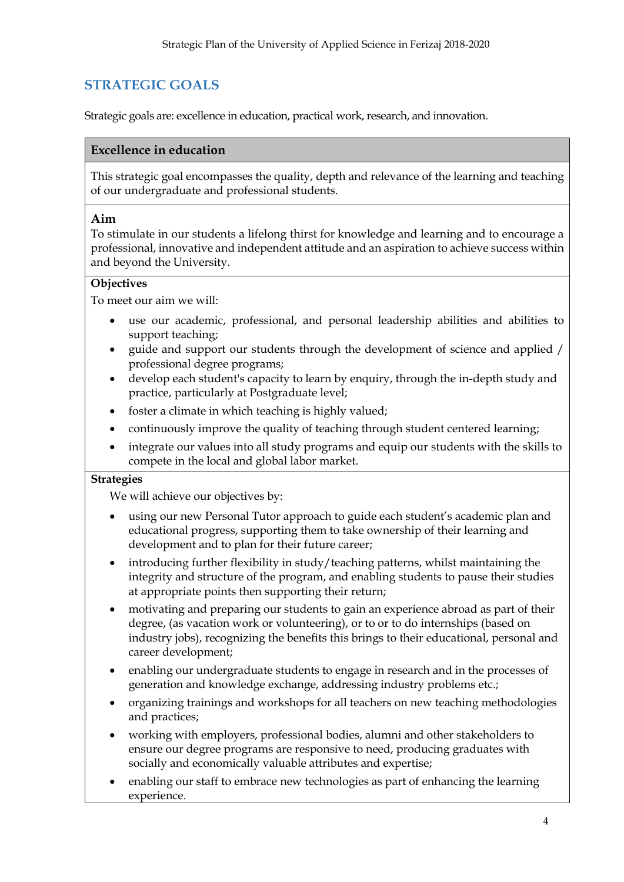## STRATEGIC GOALS

Strategic goals are: excellence in education, practical work, research, and innovation.

### Excellence in education

This strategic goal encompasses the quality, depth and relevance of the learning and teaching of our undergraduate and professional students.

**Aim**

To stimulate in our students a lifelong thirst for knowledge and learning and to encourage a professional, innovative and independent attitude and an aspiration to achieve success within and beyond the University.

**Objectives**

To meet our aim we will:

- use our academic, professional, and personal leadership abilities and abilities to support teaching;
- guide and support our students through the development of science and applied / professional degree programs;
- develop each student's capacity to learn by enquiry, through the in-depth study and practice, particularly at Postgraduate level;
- foster a climate in which teaching is highly valued;
- continuously improve the quality of teaching through student centered learning;
- integrate our values into all study programs and equip our students with the skills to compete in the local and global labor market.

**Strategies**

We will achieve our objectives by:

- using our new Personal Tutor approach to guide each student's academic plan and educational progress, supporting them to take ownership of their learning and development and to plan for their future career;
- introducing further flexibility in study/teaching patterns, whilst maintaining the integrity and structure of the program, and enabling students to pause their studies at appropriate points then supporting their return;
- motivating and preparing our students to gain an experience abroad as part of their degree, (as vacation work or volunteering), or to or to do internships (based on industry jobs), recognizing the benefits this brings to their educational, personal and career development;
- enabling our undergraduate students to engage in research and in the processes of generation and knowledge exchange, addressing industry problems etc.;
- organizing trainings and workshops for all teachers on new teaching methodologies and practices;
- working with employers, professional bodies, alumni and other stakeholders to ensure our degree programs are responsive to need, producing graduates with socially and economically valuable attributes and expertise;
- enabling our staff to embrace new technologies as part of enhancing the learning experience.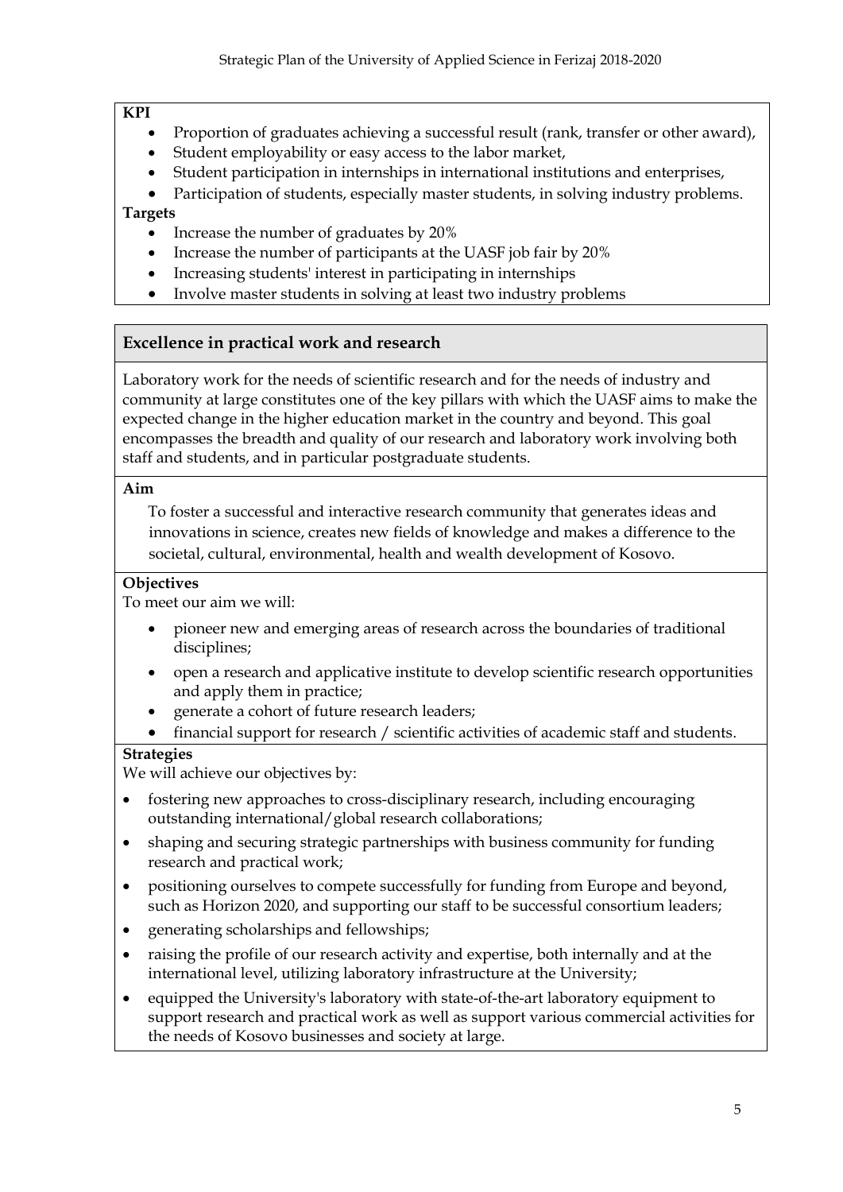**KPI**

- Proportion of graduates achieving a successful result (rank, transfer or other award),
- Student employability or easy access to the labor market,
- Student participation in internships in international institutions and enterprises,
- Participation of students, especially master students, in solving industry problems.

**Targets**

- Increase the number of graduates by 20%
- Increase the number of participants at the UASF job fair by 20%
- Increasing students' interest in participating in internships
- Involve master students in solving at least two industry problems

## Excellence in practical work and research

Laboratory work for the needs of scientific research and for the needs of industry and community at large constitutes one of the key pillars with which the UASF aims to make the expected change in the higher education market in the country and beyond. This goal encompasses the breadth and quality of our research and laboratory work involving both staff and students, and in particular postgraduate students.

**Aim**

To foster a successful and interactive research community that generates ideas and innovations in science, creates new fields of knowledge and makes a difference to the societal, cultural, environmental, health and wealth development of Kosovo.

**Objectives**

To meet our aim we will:

- pioneer new and emerging areas of research across the boundaries of traditional disciplines;
- open a research and applicative institute to develop scientific research opportunities and apply them in practice;
- generate a cohort of future research leaders;
- financial support for research / scientific activities of academic staff and students.

**Strategies**

We will achieve our objectives by:

- fostering new approaches to cross-disciplinary research, including encouraging outstanding international/global research collaborations;
- shaping and securing strategic partnerships with business community for funding research and practical work;
- positioning ourselves to compete successfully for funding from Europe and beyond, such as Horizon 2020, and supporting our staff to be successful consortium leaders;
- generating scholarships and fellowships;
- raising the profile of our research activity and expertise, both internally and at the international level, utilizing laboratory infrastructure at the University;
- equipped the University's laboratory with state-of-the-art laboratory equipment to support research and practical work as well as support various commercial activities for the needs of Kosovo businesses and society at large.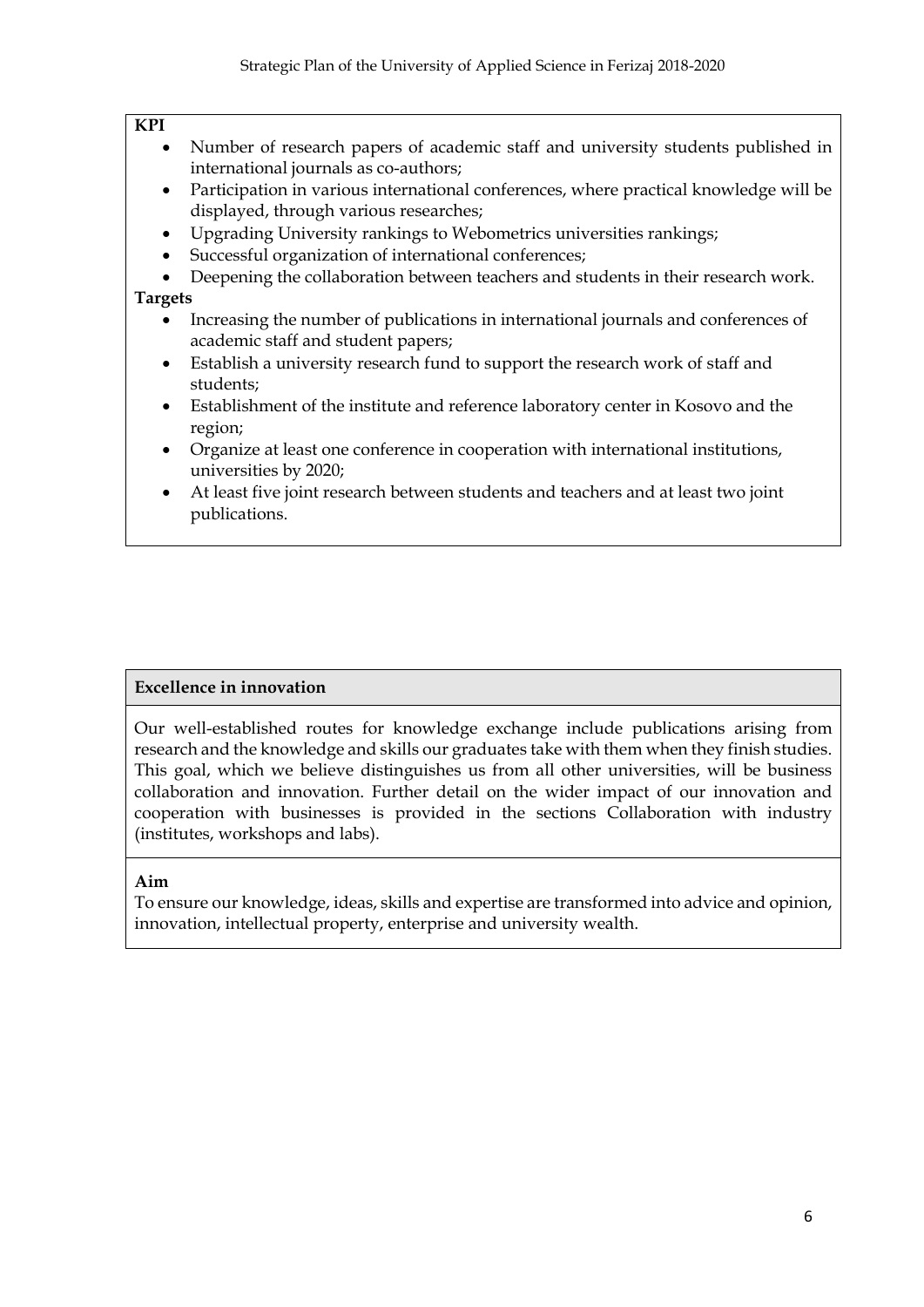**KPI**

- Number of research papers of academic staff and university students published in international journals as co-authors;
- Participation in various international conferences, where practical knowledge will be displayed, through various researches;
- Upgrading University rankings to Webometrics universities rankings;
- Successful organization of international conferences;
- Deepening the collaboration between teachers and students in their research work.

**Targets**

- Increasing the number of publications in international journals and conferences of academic staff and student papers;
- Establish a university research fund to support the research work of staff and students;
- Establishment of the institute and reference laboratory center in Kosovo and the region;
- Organize at least one conference in cooperation with international institutions, universities by 2020;
- At least five joint research between students and teachers and at least two joint publications.

**Excellence in innovation**

Our well-established routes for knowledge exchange include publications arising from research and the knowledge and skills our graduates take with them when they finish studies. This goal, which we believe distinguishes us from all other universities, will be business collaboration and innovation. Further detail on the wider impact of our innovation and cooperation with businesses is provided in the sections Collaboration with industry (institutes, workshops and labs).

**Aim**

To ensure our knowledge, ideas, skills and expertise are transformed into advice and opinion, innovation, intellectual property, enterprise and university wealth.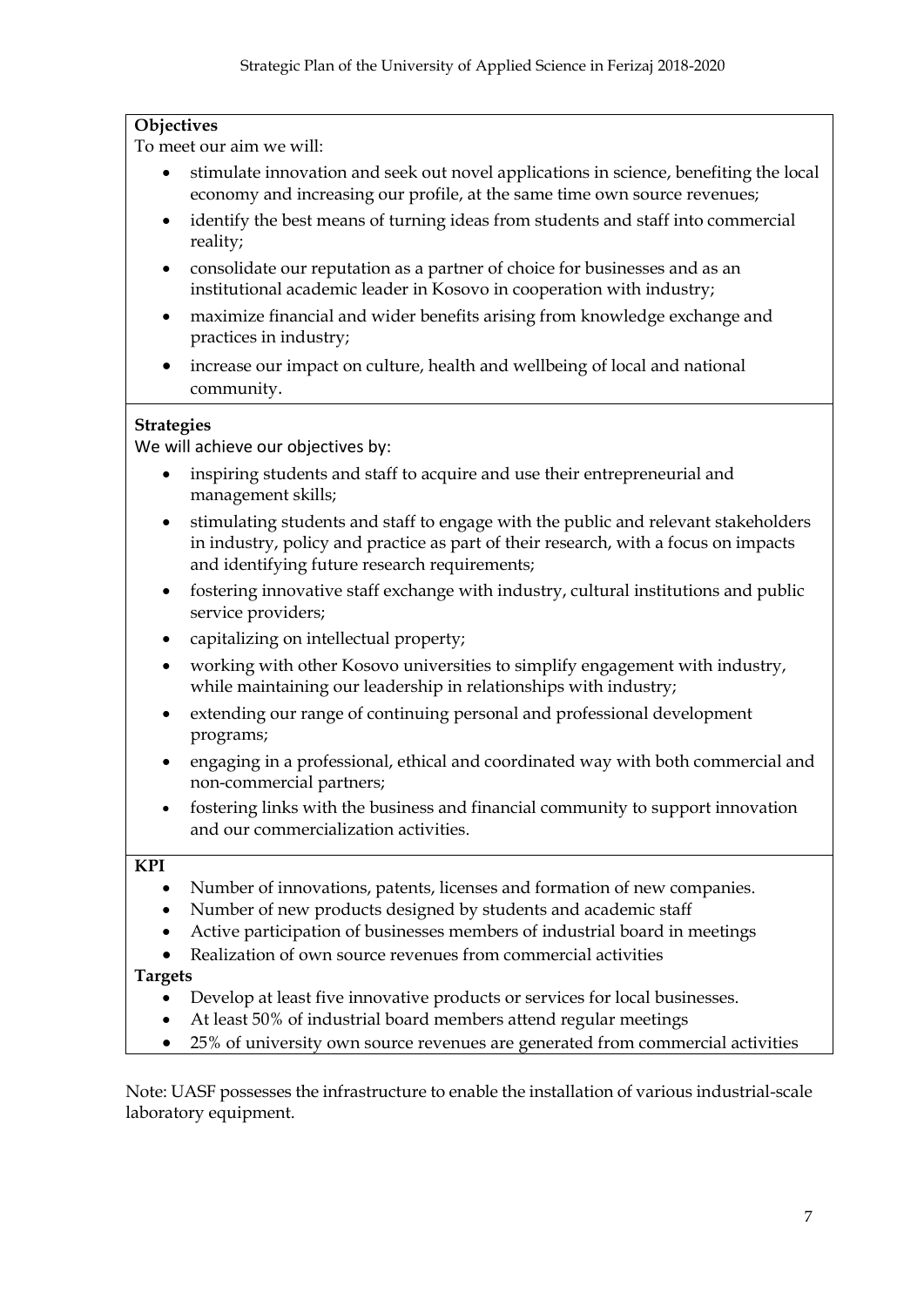**Objectives**

To meet our aim we will:

- stimulate innovation and seek out novel applications in science, benefiting the local economy and increasing our profile, at the same time own source revenues;
- identify the best means of turning ideas from students and staff into commercial reality;
- consolidate our reputation as a partner of choice for businesses and as an institutional academic leader in Kosovo in cooperation with industry;
- maximize financial and wider benefits arising from knowledge exchange and practices in industry;
- increase our impact on culture, health and wellbeing of local and national community.

**Strategies**

We will achieve our objectives by:

- inspiring students and staff to acquire and use their entrepreneurial and management skills;
- stimulating students and staff to engage with the public and relevant stakeholders in industry, policy and practice as part of their research, with a focus on impacts and identifying future research requirements;
- fostering innovative staff exchange with industry, cultural institutions and public service providers;
- capitalizing on intellectual property;
- working with other Kosovo universities to simplify engagement with industry, while maintaining our leadership in relationships with industry;
- extending our range of continuing personal and professional development programs;
- engaging in a professional, ethical and coordinated way with both commercial and non-commercial partners;
- fostering links with the business and financial community to support innovation and our commercialization activities.

**KPI**

- Number of innovations, patents, licenses and formation of new companies.
- Number of new products designed by students and academic staff
- Active participation of businesses members of industrial board in meetings
- Realization of own source revenues from commercial activities

**Targets**

- Develop at least five innovative products or services for local businesses.
- At least 50% of industrial board members attend regular meetings
- 25% of university own source revenues are generated from commercial activities

Note: UASF possesses the infrastructure to enable the installation of various industrial-scale laboratory equipment.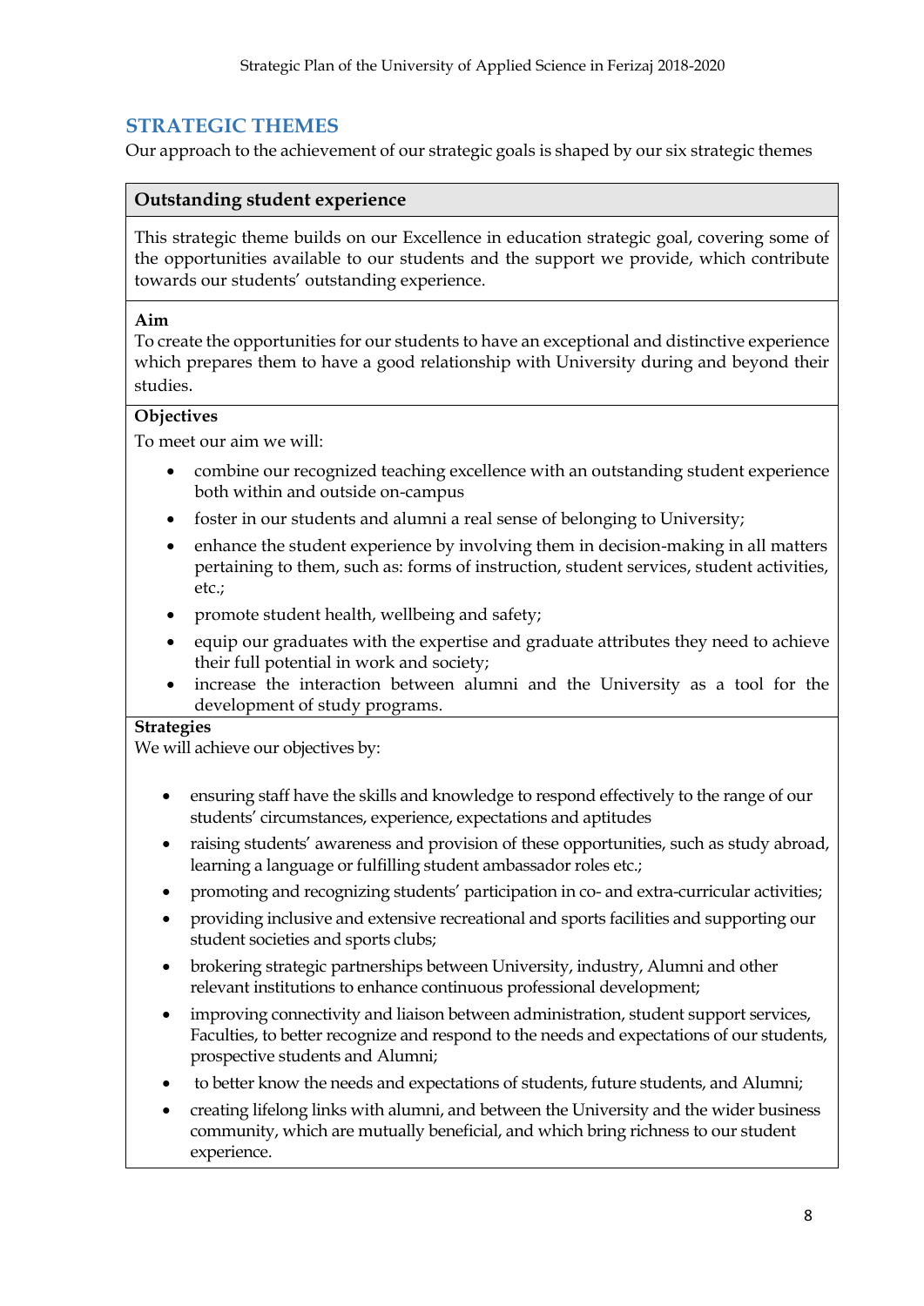## STRATEGIC THEMES

Our approach to the achievement of our strategic goals is shaped by our six strategic themes

### Outstanding student experience

This strategic theme builds on our Excellence in education strategic goal, covering some of the opportunities available to our students and the support we provide, which contribute towards our students' outstanding experience.

**Aim**

To create the opportunities for our students to have an exceptional and distinctive experience which prepares them to have a good relationship with University during and beyond their studies.

**Objectives**

To meet our aim we will:

- combine our recognized teaching excellence with an outstanding student experience both within and outside on-campus
- foster in our students and alumni a real sense of belonging to University;
- enhance the student experience by involving them in decision-making in all matters pertaining to them, such as: forms of instruction, student services, student activities, etc.;
- promote student health, wellbeing and safety;
- equip our graduates with the expertise and graduate attributes they need to achieve their full potential in work and society;
- increase the interaction between alumni and the University as a tool for the development of study programs.

**Strategies**

We will achieve our objectives by:

- ensuring staff have the skills and knowledge to respond effectively to the range of our students' circumstances, experience, expectations and aptitudes
- raising students' awareness and provision of these opportunities, such as study abroad, learning a language or fulfilling student ambassador roles etc.;
- promoting and recognizing students' participation in co- and extra-curricular activities;
- providing inclusive and extensive recreational and sports facilities and supporting our student societies and sports clubs;
- brokering strategic partnerships between University, industry, Alumni and other relevant institutions to enhance continuous professional development;
- improving connectivity and liaison between administration, student support services, Faculties, to better recognize and respond to the needs and expectations of our students, prospective students and Alumni;
- to better know the needs and expectations of students, future students, and Alumni;
- creating lifelong links with alumni, and between the University and the wider business community, which are mutually beneficial, and which bring richness to our student experience.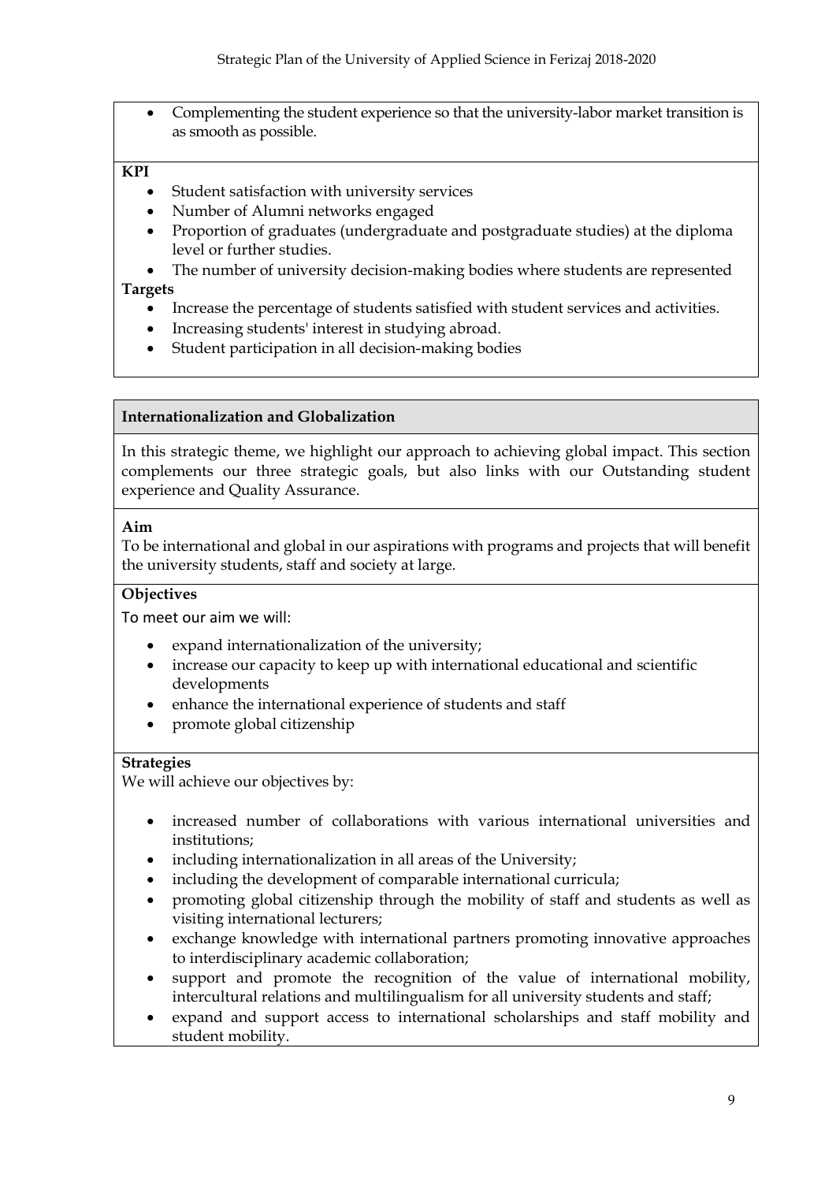- Complementing the student experience so that the university-labor market transition is as smooth as possible.

**KPI**

- Student satisfaction with university services
- Number of Alumni networks engaged
- Proportion of graduates (undergraduate and postgraduate studies) at the diploma level or further studies.
- The number of university decision-making bodies where students are represented

**Targets**

- Increase the percentage of students satisfied with student services and activities.
- Increasing students' interest in studying abroad.
- Student participation in all decision-making bodies

## Internationalization and Globalization

In this strategic theme, we highlight our approach to achieving global impact. This section complements our three strategic goals, but also links with our Outstanding student experience and Quality Assurance.

**Aim**

To be international and global in our aspirations with programs and projects that will benefit the university students, staff and society at large.

**Objectives**

To meet our aim we will:

- expand internationalization of the university;
- increase our capacity to keep up with international educational and scientific developments
- enhance the international experience of students and staff
- promote global citizenship

**Strategies**

We will achieve our objectives by:

- increased number of collaborations with various international universities and institutions;
- including internationalization in all areas of the University;
- including the development of comparable international curricula;
- promoting global citizenship through the mobility of staff and students as well as visiting international lecturers;
- exchange knowledge with international partners promoting innovative approaches to interdisciplinary academic collaboration;
- support and promote the recognition of the value of international mobility, intercultural relations and multilingualism for all university students and staff;
- expand and support access to international scholarships and staff mobility and student mobility.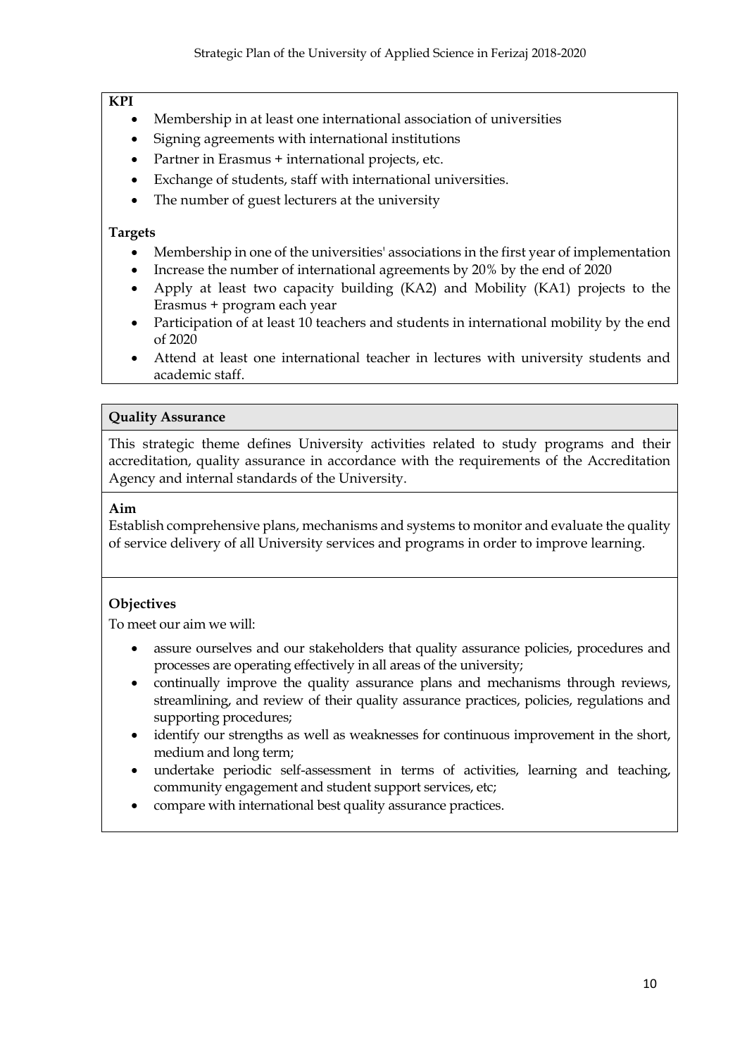**KPI**

- Membership in at least one international association of universities
- Signing agreements with international institutions
- Partner in Erasmus + international projects, etc.
- Exchange of students, staff with international universities.
- The number of guest lecturers at the university

**Targets**

- Membership in one of the universities' associations in the first year of implementation
- Increase the number of international agreements by 20% by the end of 2020
- Apply at least two capacity building (KA2) and Mobility (KA1) projects to the Erasmus + program each year
- Participation of at least 10 teachers and students in international mobility by the end of 2020
- Attend at least one international teacher in lectures with university students and academic staff.

**Quality Assurance**

This strategic theme defines University activities related to study programs and their accreditation, quality assurance in accordance with the requirements of the Accreditation Agency and internal standards of the University.

**Aim**

Establish comprehensive plans, mechanisms and systems to monitor and evaluate the quality of service delivery of all University services and programs in order to improve learning.

**Objectives**

To meet our aim we will:

- assure ourselves and our stakeholders that quality assurance policies, procedures and processes are operating effectively in all areas of the university;
- continually improve the quality assurance plans and mechanisms through reviews, streamlining, and review of their quality assurance practices, policies, regulations and supporting procedures;
- identify our strengths as well as weaknesses for continuous improvement in the short, medium and long term;
- undertake periodic self-assessment in terms of activities, learning and teaching, community engagement and student support services, etc;
- compare with international best quality assurance practices.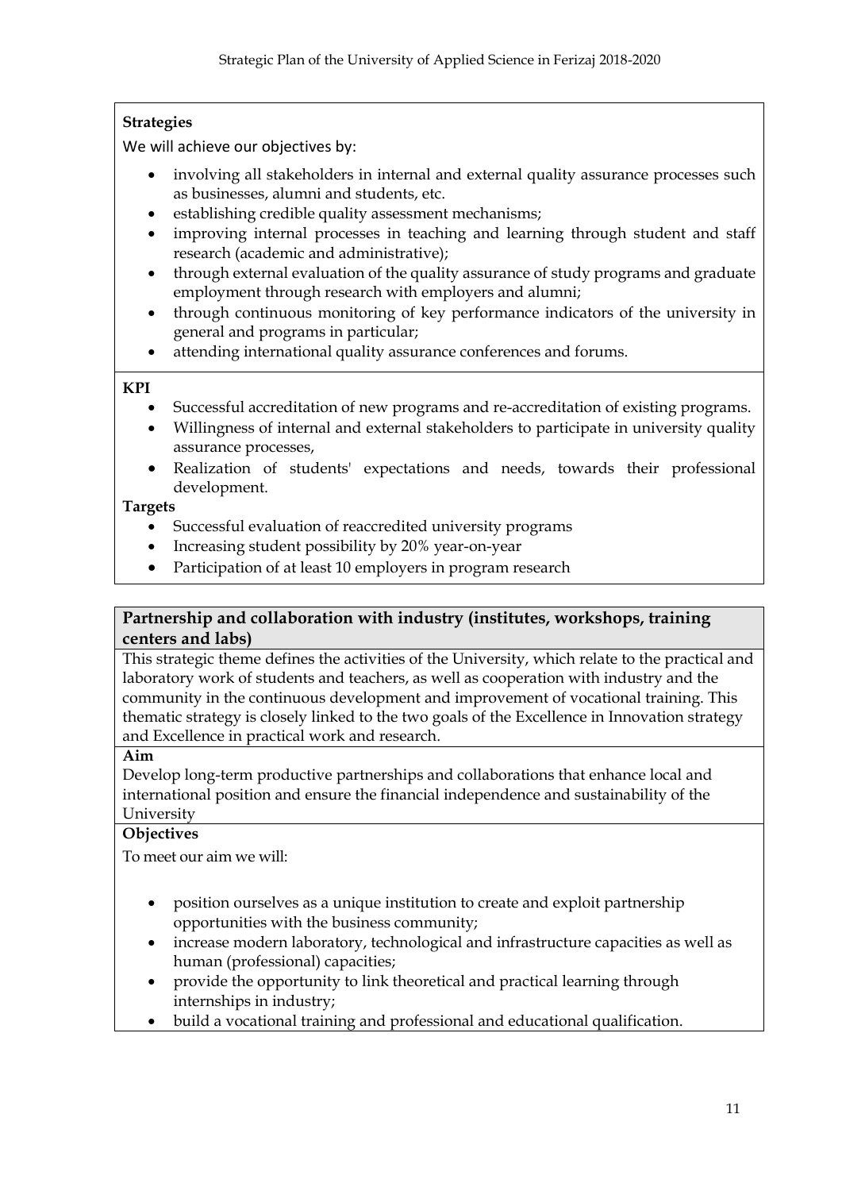**Strategies**

We will achieve our objectives by:

- involving all stakeholders in internal and external quality assurance processes such as businesses, alumni and students, etc.
- establishing credible quality assessment mechanisms;
- improving internal processes in teaching and learning through student and staff research (academic and administrative);
- through external evaluation of the quality assurance of study programs and graduate employment through research with employers and alumni;
- through continuous monitoring of key performance indicators of the university in general and programs in particular;
- attending international quality assurance conferences and forums.

**KPI**

- Successful accreditation of new programs and re-accreditation of existing programs.
- Willingness of internal and external stakeholders to participate in university quality assurance processes,
- Realization of students' expectations and needs, towards their professional development.

**Targets**

- Successful evaluation of reaccredited university programs
- Increasing student possibility by 20% year-on-year
- Participation of at least 10 employers in program research

## Partnership and collaboration with industry (institutes, workshops, training centers and labs)

This strategic theme defines the activities of the University, which relate to the practical and laboratory work of students and teachers, as well as cooperation with industry and the community in the continuous development and improvement of vocational training. This thematic strategy is closely linked to the two goals of the Excellence in Innovation strategy and Excellence in practical work and research.

**Aim**

Develop long-term productive partnerships and collaborations that enhance local and international position and ensure the financial independence and sustainability of the University

**Objectives**

To meet our aim we will:

- position ourselves as a unique institution to create and exploit partnership opportunities with the business community;
- increase modern laboratory, technological and infrastructure capacities as well as human (professional) capacities;
- provide the opportunity to link theoretical and practical learning through internships in industry;
- build a vocational training and professional and educational qualification.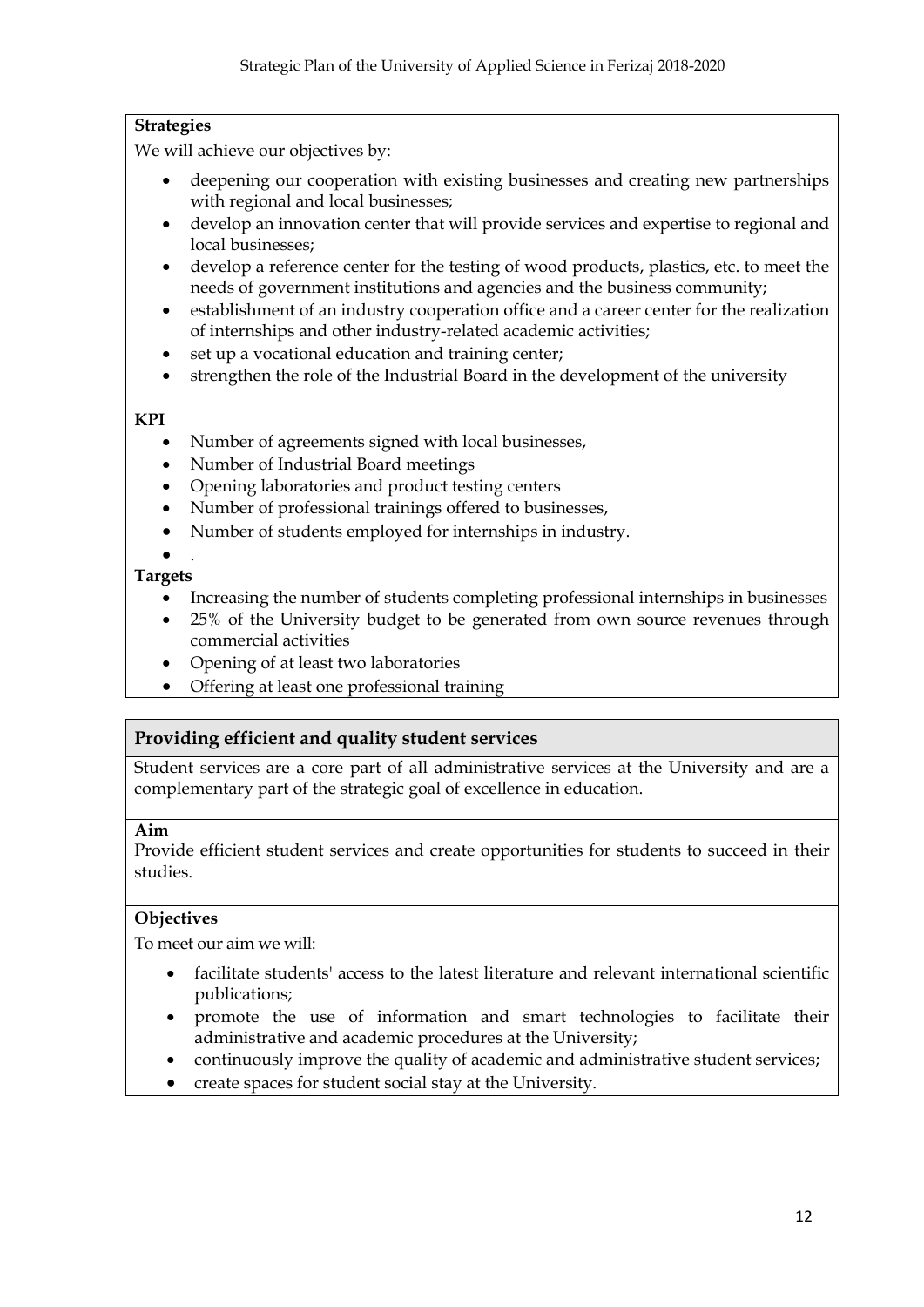**Strategies**

We will achieve our objectives by:

- deepening our cooperation with existing businesses and creating new partnerships with regional and local businesses;
- develop an innovation center that will provide services and expertise to regional and local businesses;
- develop a reference center for the testing of wood products, plastics, etc. to meet the needs of government institutions and agencies and the business community;
- establishment of an industry cooperation office and a career center for the realization of internships and other industry-related academic activities;
- set up a vocational education and training center;
- strengthen the role of the Industrial Board in the development of the university

**KPI**

- Number of agreements signed with local businesses,
- Number of Industrial Board meetings
- Opening laboratories and product testing centers
- Number of professional trainings offered to businesses,
- Number of students employed for internships in industry.
- .

**Targets**

- Increasing the number of students completing professional internships in businesses
- 25% of the University budget to be generated from own source revenues through commercial activities
- Opening of at least two laboratories
- Offering at least one professional training

## Providing efficient and quality student services

Student services are a core part of all administrative services at the University and are a complementary part of the strategic goal of excellence in education.

**Aim**

Provide efficient student services and create opportunities for students to succeed in their studies.

**Objectives**

To meet our aim we will:

- facilitate students' access to the latest literature and relevant international scientific publications;
- promote the use of information and smart technologies to facilitate their administrative and academic procedures at the University;
- continuously improve the quality of academic and administrative student services;
- create spaces for student social stay at the University.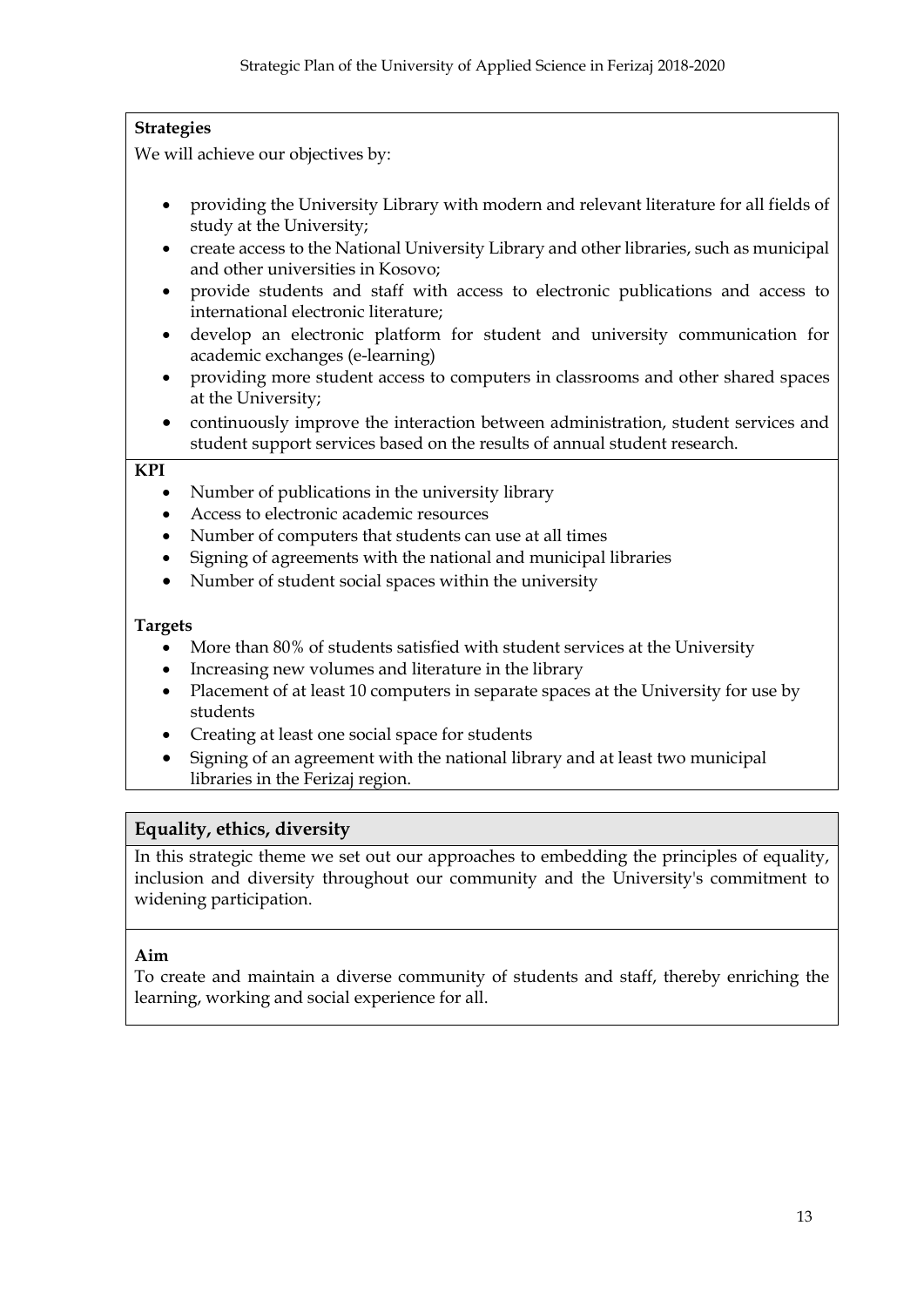**Strategies**

We will achieve our objectives by:

- providing the University Library with modern and relevant literature for all fields of study at the University;
- create access to the National University Library and other libraries, such as municipal and other universities in Kosovo;
- provide students and staff with access to electronic publications and access to international electronic literature;
- develop an electronic platform for student and university communication for academic exchanges (e-learning)
- providing more student access to computers in classrooms and other shared spaces at the University;
- continuously improve the interaction between administration, student services and student support services based on the results of annual student research.

**KPI**

- Number of publications in the university library
- Access to electronic academic resources
- Number of computers that students can use at all times
- Signing of agreements with the national and municipal libraries
- Number of student social spaces within the university

**Targets**

- More than 80% of students satisfied with student services at the University
- Increasing new volumes and literature in the library
- Placement of at least 10 computers in separate spaces at the University for use by students
- Creating at least one social space for students
- Signing of an agreement with the national library and at least two municipal libraries in the Ferizaj region.

## Equality, ethics, diversity

In this strategic theme we set out our approaches to embedding the principles of equality, inclusion and diversity throughout our community and the University's commitment to widening participation.

**Aim**

To create and maintain a diverse community of students and staff, thereby enriching the learning, working and social experience for all.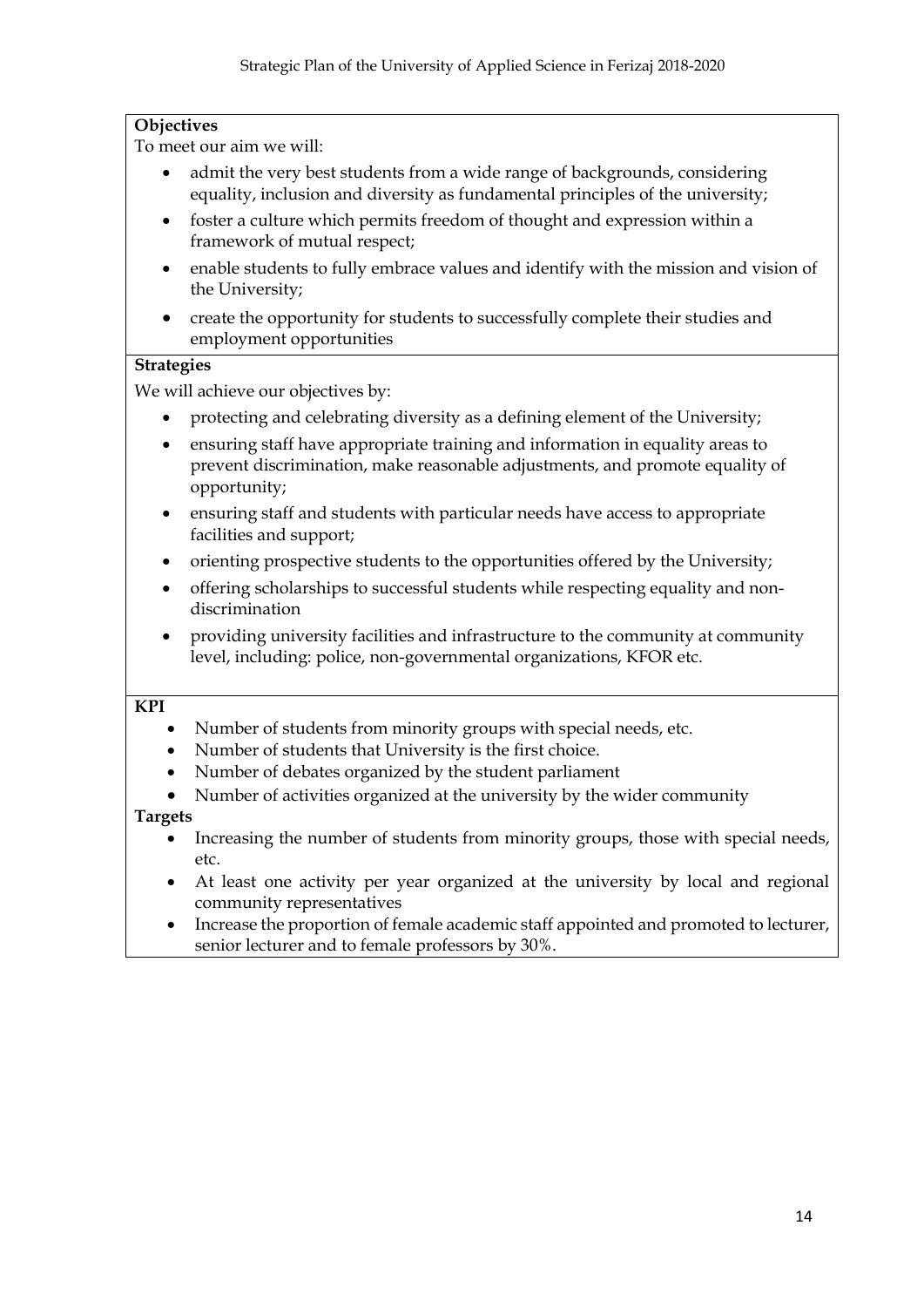**Objectives**

To meet our aim we will:

- admit the very best students from a wide range of backgrounds, considering equality, inclusion and diversity as fundamental principles of the university;
- foster a culture which permits freedom of thought and expression within a framework of mutual respect;
- enable students to fully embrace values and identify with the mission and vision of the University;
- create the opportunity for students to successfully complete their studies and employment opportunities

**Strategies**

We will achieve our objectives by:

- protecting and celebrating diversity as a defining element of the University;
- ensuring staff have appropriate training and information in equality areas to prevent discrimination, make reasonable adjustments, and promote equality of opportunity;
- ensuring staff and students with particular needs have access to appropriate facilities and support;
- orienting prospective students to the opportunities offered by the University;
- offering scholarships to successful students while respecting equality and non-discrimination
- providing university facilities and infrastructure to the community at community level, including: police, non-governmental organizations, KFOR etc.

**KPI**

- Number of students from minority groups with special needs, etc.
- Number of students that University is the first choice.
- Number of debates organized by the student parliament
- Number of activities organized at the university by the wider community

**Targets**

- Increasing the number of students from minority groups, those with special needs, etc.
- At least one activity per year organized at the university by local and regional community representatives
- Increase the proportion of female academic staff appointed and promoted to lecturer, senior lecturer and to female professors by 30%.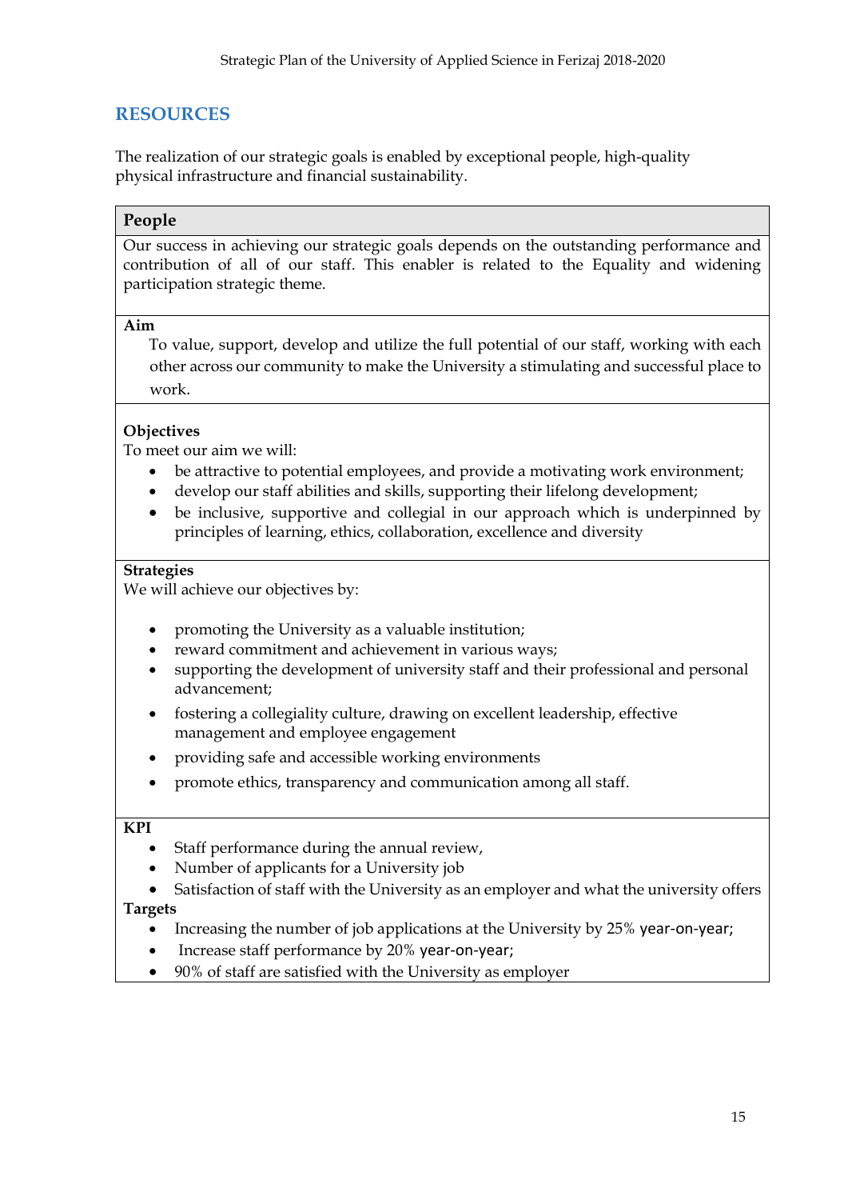## RESOURCES

The realization of our strategic goals is enabled by exceptional people, high-quality physical infrastructure and financial sustainability.

### People

Our success in achieving our strategic goals depends on the outstanding performance and contribution of all of our staff. This enabler is related to the Equality and widening participation strategic theme.

**Aim**

To value, support, develop and utilize the full potential of our staff, working with each other across our community to make the University a stimulating and successful place to work.

**Objectives**

To meet our aim we will:

- be attractive to potential employees, and provide a motivating work environment;
- develop our staff abilities and skills, supporting their lifelong development;
- be inclusive, supportive and collegial in our approach which is underpinned by principles of learning, ethics, collaboration, excellence and diversity

**Strategies**

We will achieve our objectives by:

- promoting the University as a valuable institution;
- reward commitment and achievement in various ways;
- supporting the development of university staff and their professional and personal advancement;
- fostering a collegiality culture, drawing on excellent leadership, effective management and employee engagement
- providing safe and accessible working environments
- promote ethics, transparency and communication among all staff.

**KPI**

- Staff performance during the annual review,
- Number of applicants for a University job
- Satisfaction of staff with the University as an employer and what the university offers

**Targets**

- Increasing the number of job applications at the University by 25% year-on-year;
- Increase staff performance by 20% year-on-year;
- 90% of staff are satisfied with the University as employer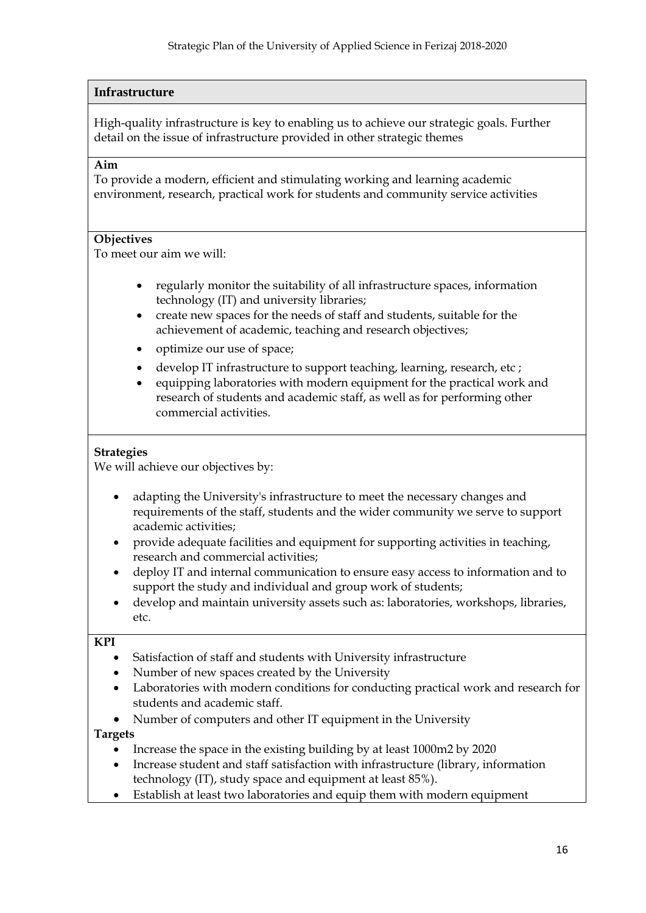## Infrastructure

High-quality infrastructure is key to enabling us to achieve our strategic goals. Further detail on the issue of infrastructure provided in other strategic themes

**Aim**

To provide a modern, efficient and stimulating working and learning academic environment, research, practical work for students and community service activities

**Objectives**

To meet our aim we will:

- regularly monitor the suitability of all infrastructure spaces, information technology (IT) and university libraries;
- create new spaces for the needs of staff and students, suitable for the achievement of academic, teaching and research objectives;
- optimize our use of space;
- develop IT infrastructure to support teaching, learning, research, etc ;
- equipping laboratories with modern equipment for the practical work and research of students and academic staff, as well as for performing other commercial activities.

**Strategies**

We will achieve our objectives by:

- adapting the University's infrastructure to meet the necessary changes and requirements of the staff, students and the wider community we serve to support academic activities;
- provide adequate facilities and equipment for supporting activities in teaching, research and commercial activities;
- deploy IT and internal communication to ensure easy access to information and to support the study and individual and group work of students;
- develop and maintain university assets such as: laboratories, workshops, libraries, etc.

**KPI**

- Satisfaction of staff and students with University infrastructure
- Number of new spaces created by the University
- Laboratories with modern conditions for conducting practical work and research for students and academic staff.
- Number of computers and other IT equipment in the University

**Targets**

- Increase the space in the existing building by at least 1000m2 by 2020
- Increase student and staff satisfaction with infrastructure (library, information technology (IT), study space and equipment at least 85%).
- Establish at least two laboratories and equip them with modern equipment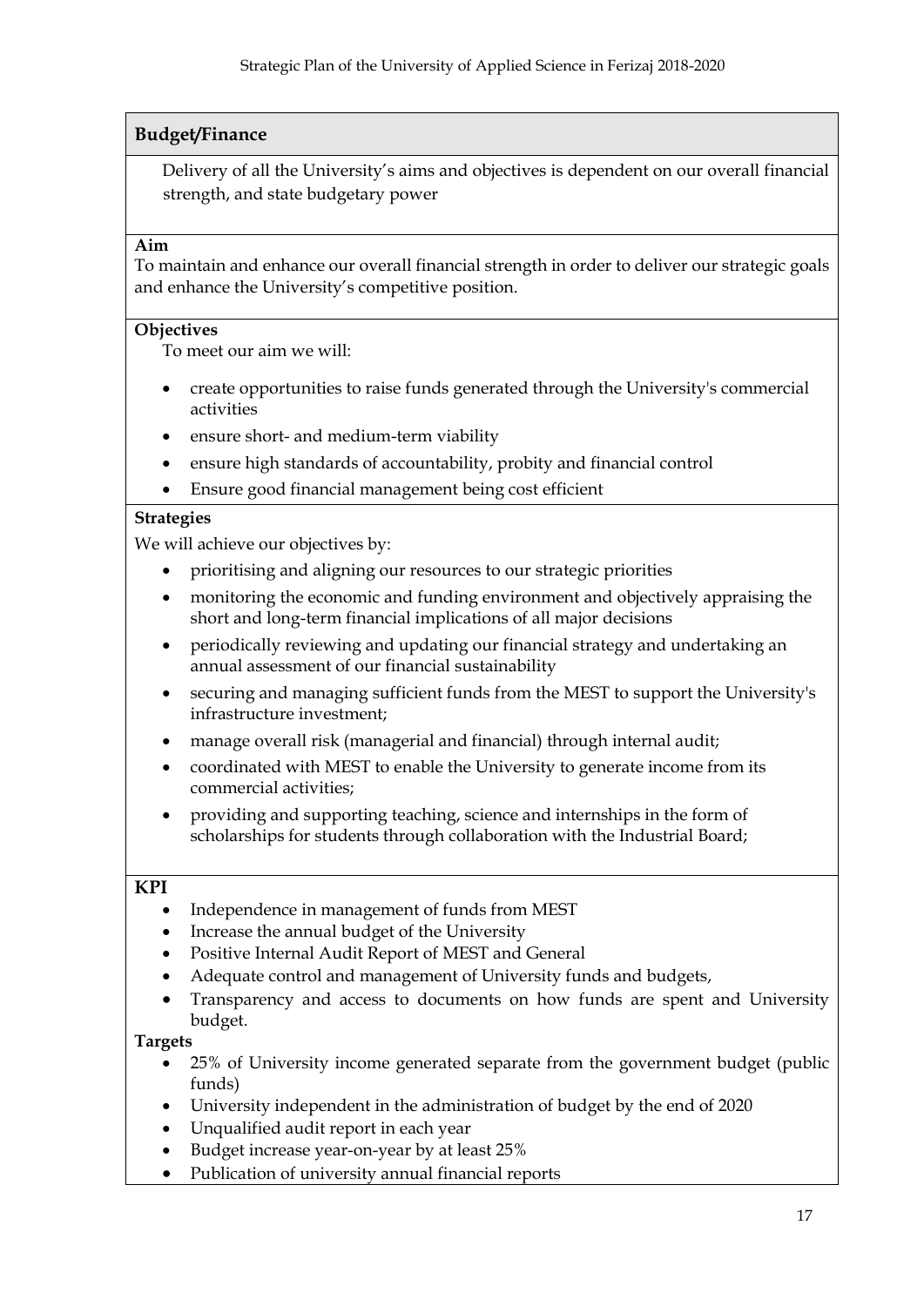## Budget/Finance

Delivery of all the University's aims and objectives is dependent on our overall financial strength, and state budgetary power

**Aim**

To maintain and enhance our overall financial strength in order to deliver our strategic goals and enhance the University's competitive position.

**Objectives**

To meet our aim we will:

- create opportunities to raise funds generated through the University's commercial activities
- ensure short- and medium-term viability
- ensure high standards of accountability, probity and financial control
- Ensure good financial management being cost efficient

**Strategies**

We will achieve our objectives by:

- prioritising and aligning our resources to our strategic priorities
- monitoring the economic and funding environment and objectively appraising the short and long-term financial implications of all major decisions
- periodically reviewing and updating our financial strategy and undertaking an annual assessment of our financial sustainability
- securing and managing sufficient funds from the MEST to support the University's infrastructure investment;
- manage overall risk (managerial and financial) through internal audit;
- coordinated with MEST to enable the University to generate income from its commercial activities;
- providing and supporting teaching, science and internships in the form of scholarships for students through collaboration with the Industrial Board;

**KPI**

- Independence in management of funds from MEST
- Increase the annual budget of the University
- Positive Internal Audit Report of MEST and General
- Adequate control and management of University funds and budgets,
- Transparency and access to documents on how funds are spent and University budget.

**Targets**

- 25% of University income generated separate from the government budget (public funds)
- University independent in the administration of budget by the end of 2020
- Unqualified audit report in each year
- Budget increase year-on-year by at least 25%
- Publication of university annual financial reports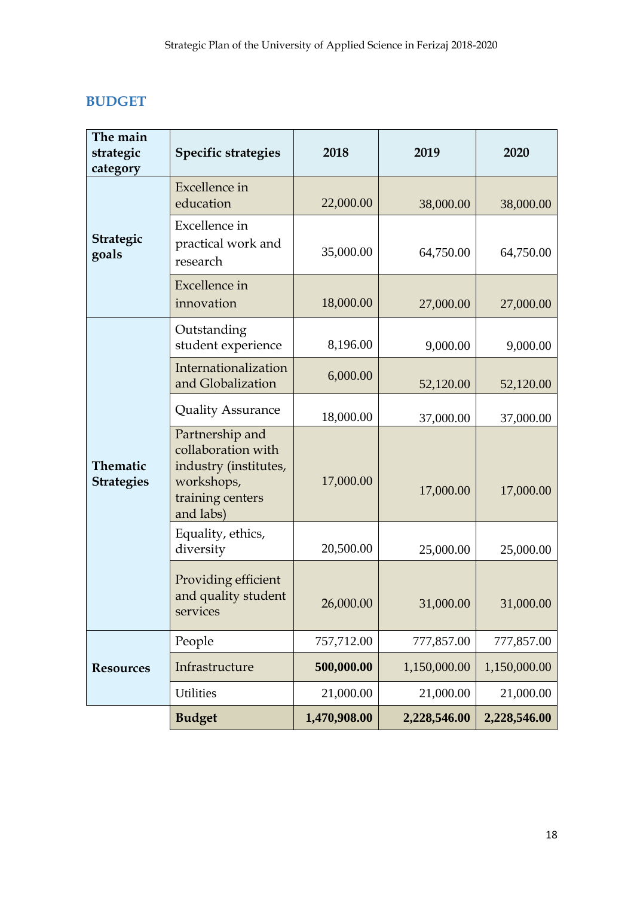## BUDGET

| The main strategic category | Specific strategies | 2018 | 2019 | 2020 |
|---|---|---|---|---|
| Strategic goals | Excellence in education | 22,000.00 | 38,000.00 | 38,000.00 |
| | Excellence in practical work and research | 35,000.00 | 64,750.00 | 64,750.00 |
| | Excellence in innovation | 18,000.00 | 27,000.00 | 27,000.00 |
| Thematic Strategies | Outstanding student experience | 8,196.00 | 9,000.00 | 9,000.00 |
| | Internationalization and Globalization | 6,000.00 | 52,120.00 | 52,120.00 |
| | Quality Assurance | 18,000.00 | 37,000.00 | 37,000.00 |
| | Partnership and collaboration with industry (institutes, workshops, training centers and labs) | 17,000.00 | 17,000.00 | 17,000.00 |
| | Equality, ethics, diversity | 20,500.00 | 25,000.00 | 25,000.00 |
| | Providing efficient and quality student services | 26,000.00 | 31,000.00 | 31,000.00 |
| Resources | People | 757,712.00 | 777,857.00 | 777,857.00 |
| | Infrastructure | **500,000.00** | 1,150,000.00 | 1,150,000.00 |
| | Utilities | 21,000.00 | 21,000.00 | 21,000.00 |
| | **Budget** | **1,470,908.00** | **2,228,546.00** | **2,228,546.00** |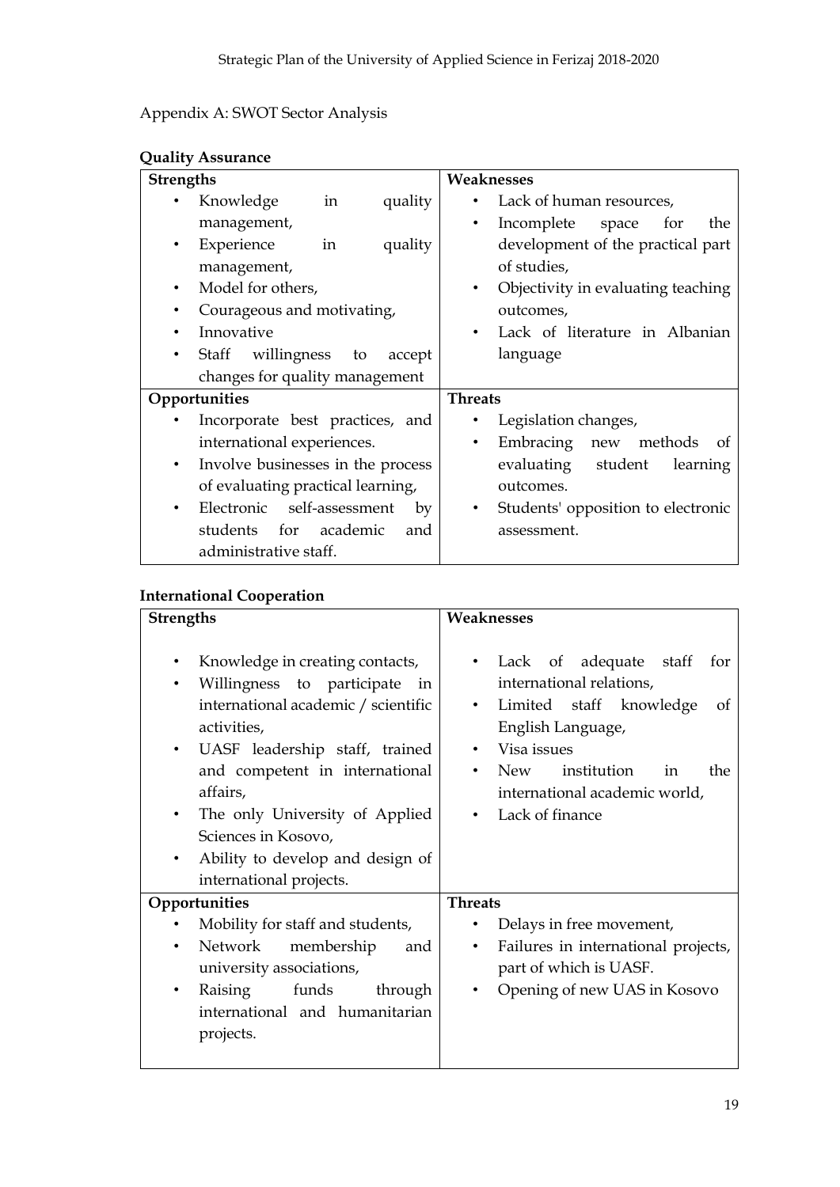Appendix A: SWOT Sector Analysis

**Quality Assurance**

| **Strengths** | **Weaknesses** |
|---|---|
| • Knowledge in quality management,<br>• Experience in quality management,<br>• Model for others,<br>• Courageous and motivating,<br>• Innovative<br>• Staff willingness to accept changes for quality management | • Lack of human resources,<br>• Incomplete space for the development of the practical part of studies,<br>• Objectivity in evaluating teaching outcomes,<br>• Lack of literature in Albanian language |
| **Opportunities** | **Threats** |
| • Incorporate best practices, and international experiences.<br>• Involve businesses in the process of evaluating practical learning,<br>• Electronic self-assessment by students for academic and administrative staff. | • Legislation changes,<br>• Embracing new methods of evaluating student learning outcomes.<br>• Students' opposition to electronic assessment. |

**International Cooperation**

| **Strengths** | **Weaknesses** |
|---|---|
| • Knowledge in creating contacts,<br>• Willingness to participate in international academic / scientific activities,<br>• UASF leadership staff, trained and competent in international affairs,<br>• The only University of Applied Sciences in Kosovo,<br>• Ability to develop and design of international projects. | • Lack of adequate staff for international relations,<br>• Limited staff knowledge of English Language,<br>• Visa issues<br>• New institution in the international academic world,<br>• Lack of finance |
| **Opportunities** | **Threats** |
| • Mobility for staff and students,<br>• Network membership and university associations,<br>• Raising funds through international and humanitarian projects. | • Delays in free movement,<br>• Failures in international projects, part of which is UASF.<br>• Opening of new UAS in Kosovo |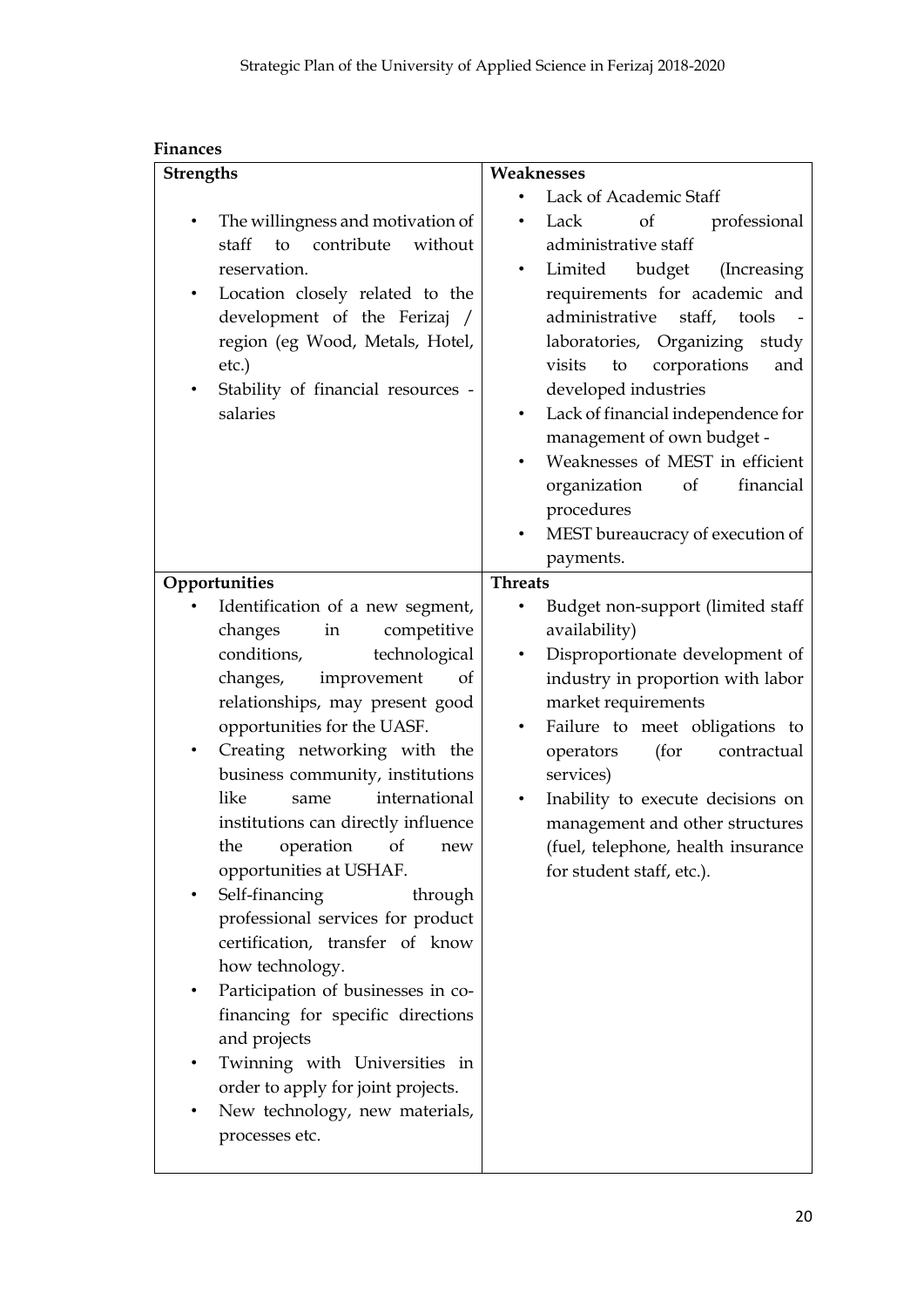**Finances**

| **Strengths** | **Weaknesses** |
|---|---|
| • The willingness and motivation of staff to contribute without reservation.<br>• Location closely related to the development of the Ferizaj / region (eg Wood, Metals, Hotel, etc.)<br>• Stability of financial resources - salaries | • Lack of Academic Staff<br>• Lack of professional administrative staff<br>• Limited budget (Increasing requirements for academic and administrative staff, tools - laboratories, Organizing study visits to corporations and developed industries<br>• Lack of financial independence for management of own budget -<br>• Weaknesses of MEST in efficient organization of financial procedures<br>• MEST bureaucracy of execution of payments. |
| **Opportunities** | **Threats** |
| • Identification of a new segment, changes in competitive conditions, technological changes, improvement of relationships, may present good opportunities for the UASF.<br>• Creating networking with the business community, institutions like same international institutions can directly influence the operation of new opportunities at USHAF.<br>• Self-financing through professional services for product certification, transfer of know how technology.<br>• Participation of businesses in co-financing for specific directions and projects<br>• Twinning with Universities in order to apply for joint projects.<br>• New technology, new materials, processes etc. | • Budget non-support (limited staff availability)<br>• Disproportionate development of industry in proportion with labor market requirements<br>• Failure to meet obligations to operators (for contractual services)<br>• Inability to execute decisions on management and other structures (fuel, telephone, health insurance for student staff, etc.). |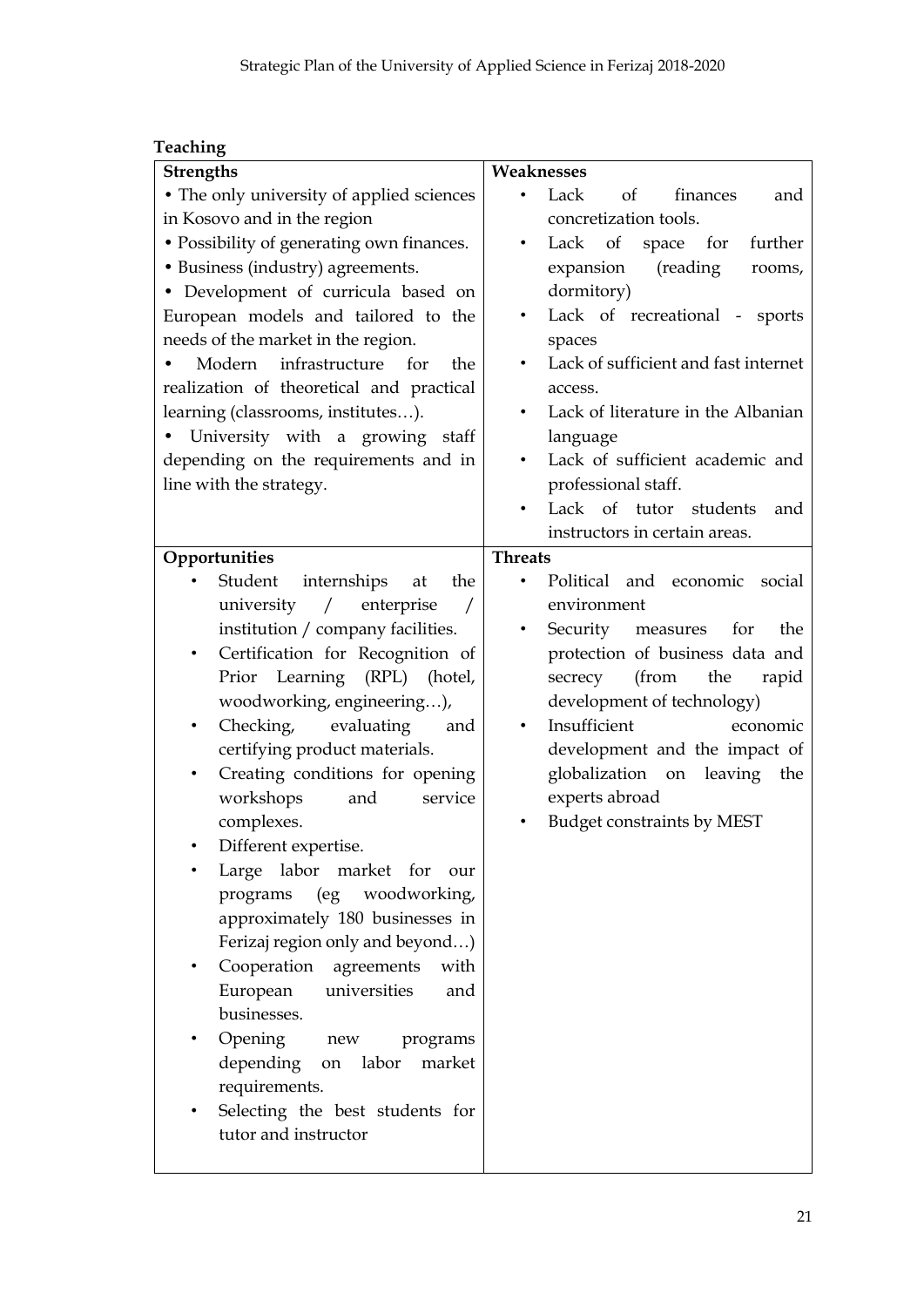**Teaching**

| Strengths | Weaknesses |
|---|---|
| • The only university of applied sciences in Kosovo and in the region<br>• Possibility of generating own finances.<br>• Business (industry) agreements.<br>• Development of curricula based on European models and tailored to the needs of the market in the region.<br>• Modern infrastructure for the realization of theoretical and practical learning (classrooms, institutes…).<br>• University with a growing staff depending on the requirements and in line with the strategy. | • Lack of finances and concretization tools.<br>• Lack of space for further expansion (reading rooms, dormitory)<br>• Lack of recreational - sports spaces<br>• Lack of sufficient and fast internet access.<br>• Lack of literature in the Albanian language<br>• Lack of sufficient academic and professional staff.<br>• Lack of tutor students and instructors in certain areas. |
| **Opportunities** | **Threats** |
| • Student internships at the university / enterprise / institution / company facilities.<br>• Certification for Recognition of Prior Learning (RPL) (hotel, woodworking, engineering…),<br>• Checking, evaluating and certifying product materials.<br>• Creating conditions for opening workshops and service complexes.<br>• Different expertise.<br>• Large labor market for our programs (eg woodworking, approximately 180 businesses in Ferizaj region only and beyond…)<br>• Cooperation agreements with European universities and businesses.<br>• Opening new programs depending on labor market requirements.<br>• Selecting the best students for tutor and instructor | • Political and economic social environment<br>• Security measures for the protection of business data and secrecy (from the rapid development of technology)<br>• Insufficient economic development and the impact of globalization on leaving the experts abroad<br>• Budget constraints by MEST |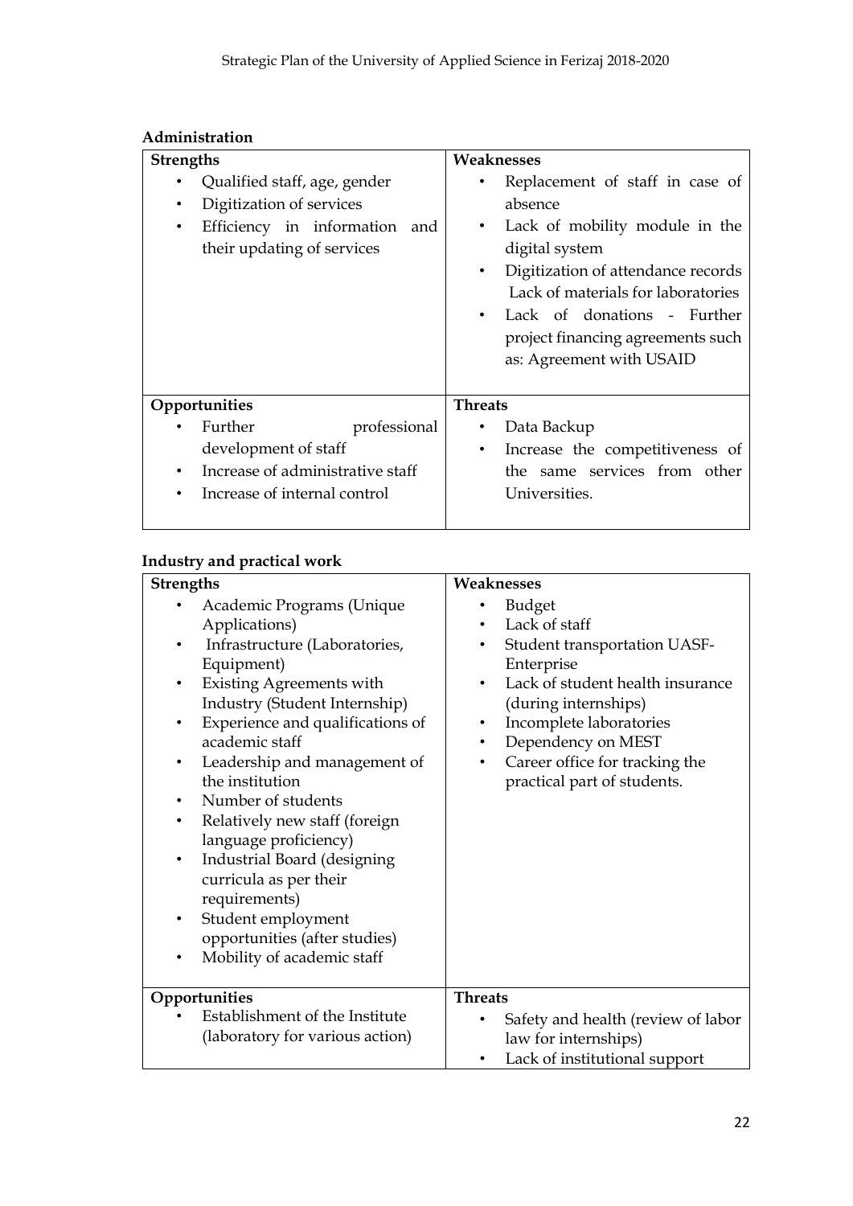**Administration**

| Strengths | Weaknesses |
|---|---|
| • Qualified staff, age, gender<br>• Digitization of services<br>• Efficiency in information and their updating of services | • Replacement of staff in case of absence<br>• Lack of mobility module in the digital system<br>• Digitization of attendance records Lack of materials for laboratories<br>• Lack of donations - Further project financing agreements such as: Agreement with USAID |
| **Opportunities** | **Threats** |
| • Further professional development of staff<br>• Increase of administrative staff<br>• Increase of internal control | • Data Backup<br>• Increase the competitiveness of the same services from other Universities. |

**Industry and practical work**

| Strengths | Weaknesses |
|---|---|
| • Academic Programs (Unique Applications)<br>• Infrastructure (Laboratories, Equipment)<br>• Existing Agreements with Industry (Student Internship)<br>• Experience and qualifications of academic staff<br>• Leadership and management of the institution<br>• Number of students<br>• Relatively new staff (foreign language proficiency)<br>• Industrial Board (designing curricula as per their requirements)<br>• Student employment opportunities (after studies)<br>• Mobility of academic staff | • Budget<br>• Lack of staff<br>• Student transportation UASF-Enterprise<br>• Lack of student health insurance (during internships)<br>• Incomplete laboratories<br>• Dependency on MEST<br>• Career office for tracking the practical part of students. |
| **Opportunities** | **Threats** |
| • Establishment of the Institute (laboratory for various action) | • Safety and health (review of labor law for internships)<br>• Lack of institutional support |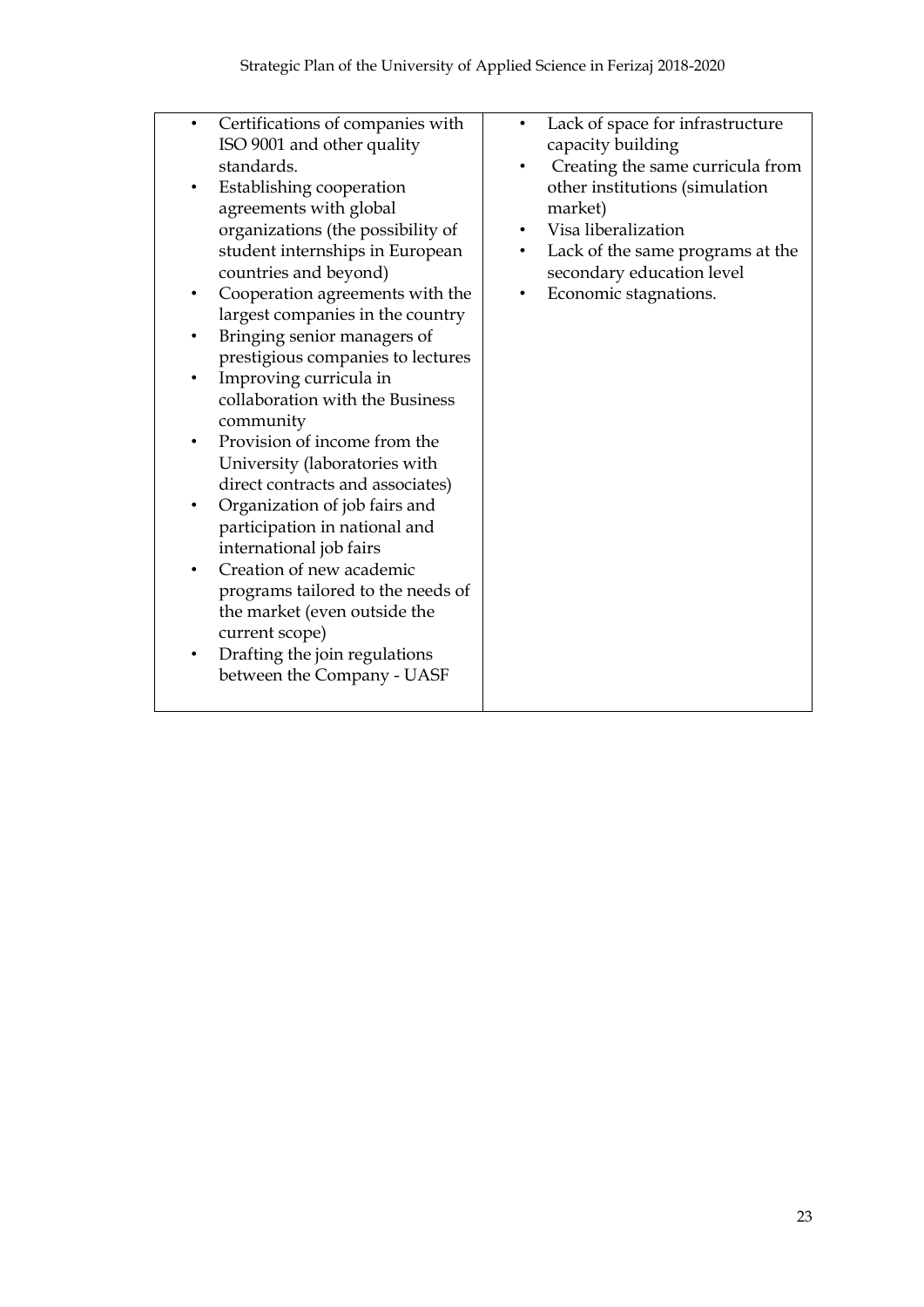| | |
|---|---|
| • Certifications of companies with ISO 9001 and other quality standards.<br>• Establishing cooperation agreements with global organizations (the possibility of student internships in European countries and beyond)<br>• Cooperation agreements with the largest companies in the country<br>• Bringing senior managers of prestigious companies to lectures<br>• Improving curricula in collaboration with the Business community<br>• Provision of income from the University (laboratories with direct contracts and associates)<br>• Organization of job fairs and participation in national and international job fairs<br>• Creation of new academic programs tailored to the needs of the market (even outside the current scope)<br>• Drafting the join regulations between the Company - UASF | • Lack of space for infrastructure capacity building<br>• Creating the same curricula from other institutions (simulation market)<br>• Visa liberalization<br>• Lack of the same programs at the secondary education level<br>• Economic stagnations. |